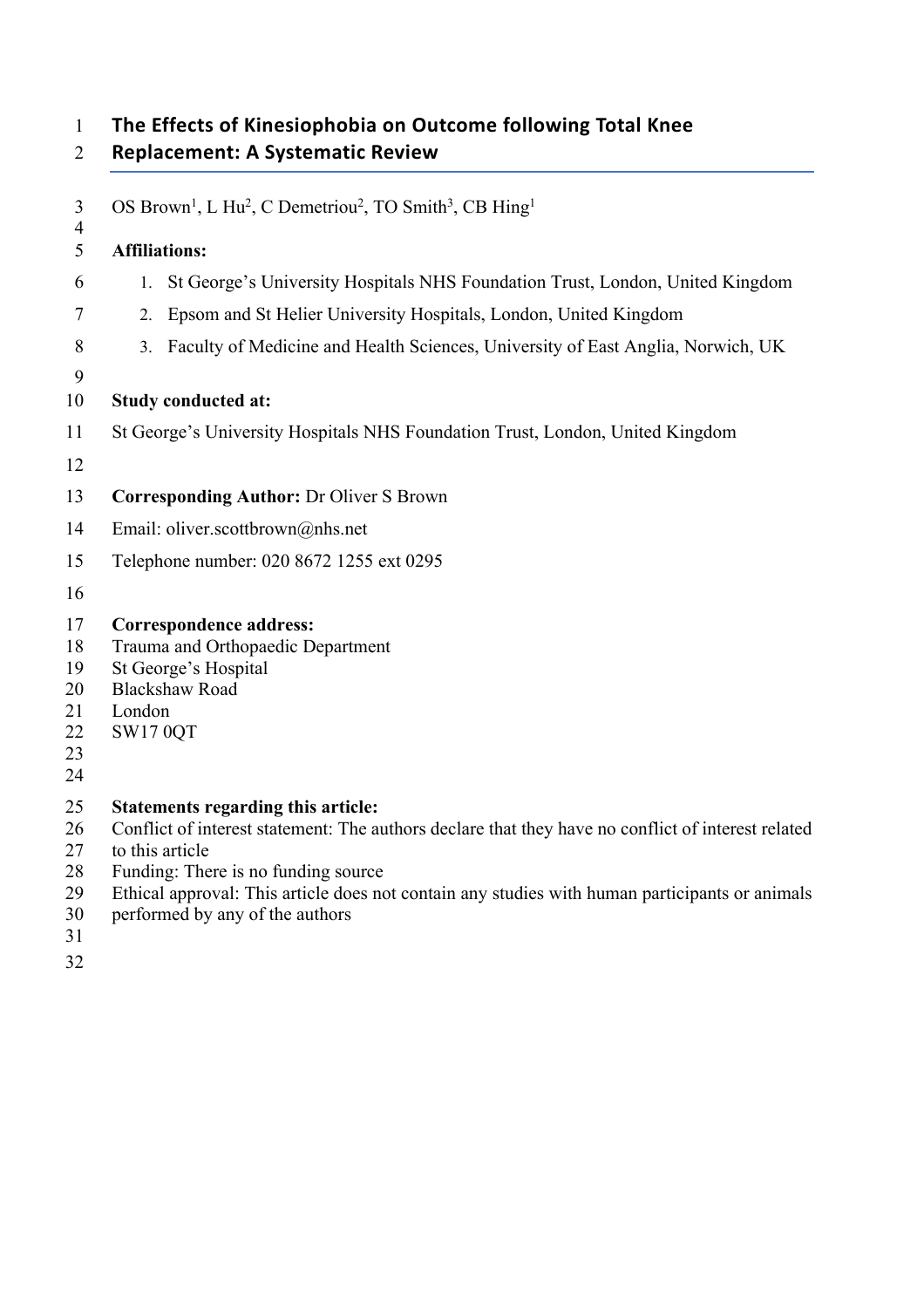# The Effects of Kinesiophobia on Outcome following Total Knee Replacement: A Systematic Review

OS Brown[1], L Hu[2], C Demetriou[2], TO Smith[3], CB Hing[1]

**Affiliations:**

1. St George's University Hospitals NHS Foundation Trust, London, United Kingdom
2. Epsom and St Helier University Hospitals, London, United Kingdom
3. Faculty of Medicine and Health Sciences, University of East Anglia, Norwich, UK

**Study conducted at:**

St George's University Hospitals NHS Foundation Trust, London, United Kingdom

**Corresponding Author:** Dr Oliver S Brown

Email: oliver.scottbrown@nhs.net

Telephone number: 020 8672 1255 ext 0295

**Correspondence address:**
Trauma and Orthopaedic Department
St George's Hospital
Blackshaw Road
London
SW17 0QT

**Statements regarding this article:**
Conflict of interest statement: The authors declare that they have no conflict of interest related to this article
Funding: There is no funding source
Ethical approval: This article does not contain any studies with human participants or animals performed by any of the authors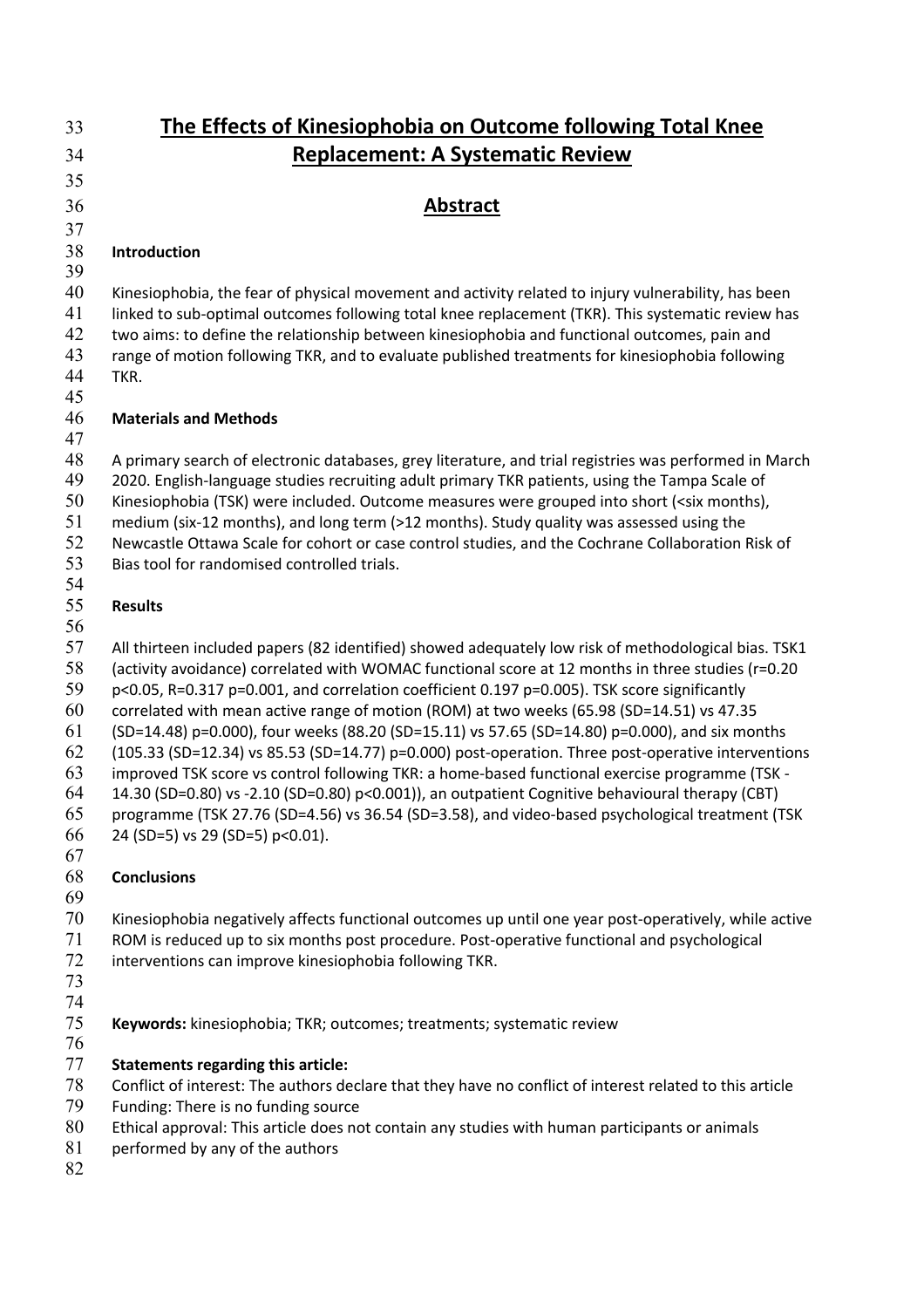# The Effects of Kinesiophobia on Outcome following Total Knee Replacement: A Systematic Review

## Abstract

### Introduction

Kinesiophobia, the fear of physical movement and activity related to injury vulnerability, has been linked to sub-optimal outcomes following total knee replacement (TKR). This systematic review has two aims: to define the relationship between kinesiophobia and functional outcomes, pain and range of motion following TKR, and to evaluate published treatments for kinesiophobia following TKR.

### Materials and Methods

A primary search of electronic databases, grey literature, and trial registries was performed in March 2020. English-language studies recruiting adult primary TKR patients, using the Tampa Scale of Kinesiophobia (TSK) were included. Outcome measures were grouped into short (<six months), medium (six-12 months), and long term (>12 months). Study quality was assessed using the Newcastle Ottawa Scale for cohort or case control studies, and the Cochrane Collaboration Risk of Bias tool for randomised controlled trials.

### Results

All thirteen included papers (82 identified) showed adequately low risk of methodological bias. TSK1 (activity avoidance) correlated with WOMAC functional score at 12 months in three studies ($r=0.20$ $p<0.05$, $R=0.317$ $p=0.001$, and correlation coefficient 0.197 $p=0.005$). TSK score significantly correlated with mean active range of motion (ROM) at two weeks (65.98 (SD=14.51) vs 47.35 (SD=14.48) $p=0.000$), four weeks (88.20 (SD=15.11) vs 57.65 (SD=14.80) $p=0.000$), and six months (105.33 (SD=12.34) vs 85.53 (SD=14.77) $p=0.000$) post-operation. Three post-operative interventions improved TSK score vs control following TKR: a home-based functional exercise programme (TSK -14.30 (SD=0.80) vs -2.10 (SD=0.80) $p<0.001$)), an outpatient Cognitive behavioural therapy (CBT) programme (TSK 27.76 (SD=4.56) vs 36.54 (SD=3.58), and video-based psychological treatment (TSK 24 (SD=5) vs 29 (SD=5) $p<0.01$).

### Conclusions

Kinesiophobia negatively affects functional outcomes up until one year post-operatively, while active ROM is reduced up to six months post procedure. Post-operative functional and psychological interventions can improve kinesiophobia following TKR.

**Keywords:** kinesiophobia; TKR; outcomes; treatments; systematic review

**Statements regarding this article:**

Conflict of interest: The authors declare that they have no conflict of interest related to this article

Funding: There is no funding source

Ethical approval: This article does not contain any studies with human participants or animals performed by any of the authors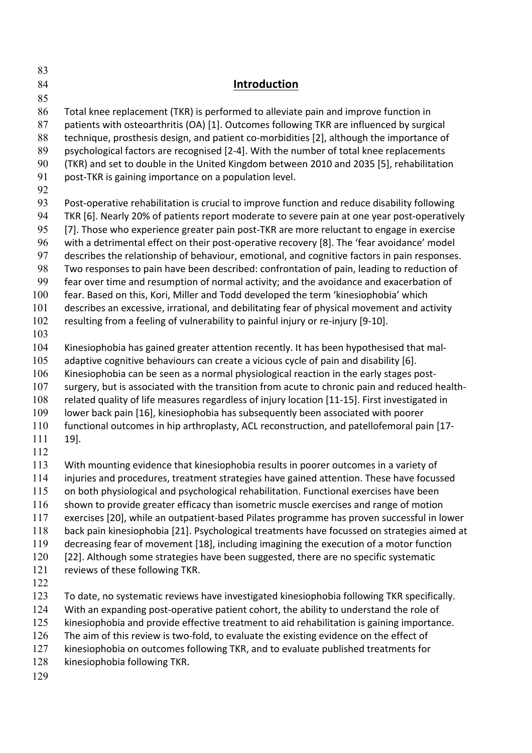## Introduction

Total knee replacement (TKR) is performed to alleviate pain and improve function in patients with osteoarthritis (OA) [1]. Outcomes following TKR are influenced by surgical technique, prosthesis design, and patient co-morbidities [2], although the importance of psychological factors are recognised [2-4]. With the number of total knee replacements (TKR) and set to double in the United Kingdom between 2010 and 2035 [5], rehabilitation post-TKR is gaining importance on a population level.

Post-operative rehabilitation is crucial to improve function and reduce disability following TKR [6]. Nearly 20% of patients report moderate to severe pain at one year post-operatively [7]. Those who experience greater pain post-TKR are more reluctant to engage in exercise with a detrimental effect on their post-operative recovery [8]. The 'fear avoidance' model describes the relationship of behaviour, emotional, and cognitive factors in pain responses. Two responses to pain have been described: confrontation of pain, leading to reduction of fear over time and resumption of normal activity; and the avoidance and exacerbation of fear. Based on this, Kori, Miller and Todd developed the term 'kinesiophobia' which describes an excessive, irrational, and debilitating fear of physical movement and activity resulting from a feeling of vulnerability to painful injury or re-injury [9-10].

Kinesiophobia has gained greater attention recently. It has been hypothesised that mal-adaptive cognitive behaviours can create a vicious cycle of pain and disability [6]. Kinesiophobia can be seen as a normal physiological reaction in the early stages post-surgery, but is associated with the transition from acute to chronic pain and reduced health-related quality of life measures regardless of injury location [11-15]. First investigated in lower back pain [16], kinesiophobia has subsequently been associated with poorer functional outcomes in hip arthroplasty, ACL reconstruction, and patellofemoral pain [17-19].

With mounting evidence that kinesiophobia results in poorer outcomes in a variety of injuries and procedures, treatment strategies have gained attention. These have focussed on both physiological and psychological rehabilitation. Functional exercises have been shown to provide greater efficacy than isometric muscle exercises and range of motion exercises [20], while an outpatient-based Pilates programme has proven successful in lower back pain kinesiophobia [21]. Psychological treatments have focussed on strategies aimed at decreasing fear of movement [18], including imagining the execution of a motor function [22]. Although some strategies have been suggested, there are no specific systematic reviews of these following TKR.

To date, no systematic reviews have investigated kinesiophobia following TKR specifically. With an expanding post-operative patient cohort, the ability to understand the role of kinesiophobia and provide effective treatment to aid rehabilitation is gaining importance. The aim of this review is two-fold, to evaluate the existing evidence on the effect of kinesiophobia on outcomes following TKR, and to evaluate published treatments for kinesiophobia following TKR.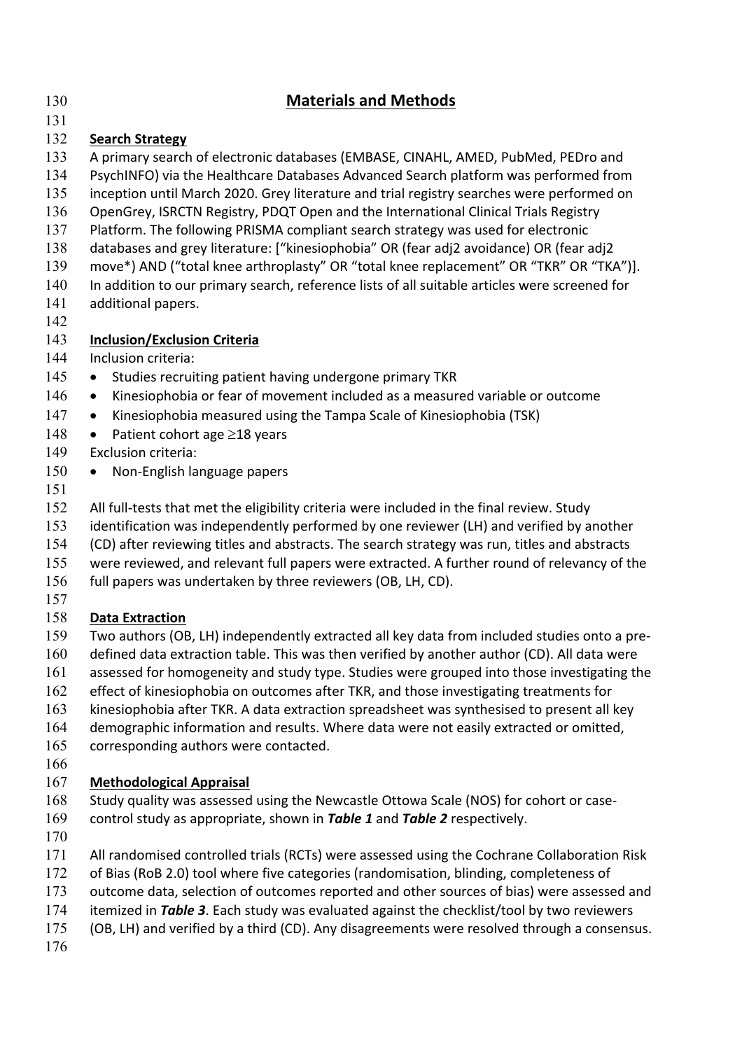# Materials and Methods

## Search Strategy

A primary search of electronic databases (EMBASE, CINAHL, AMED, PubMed, PEDro and PsychINFO) via the Healthcare Databases Advanced Search platform was performed from inception until March 2020. Grey literature and trial registry searches were performed on OpenGrey, ISRCTN Registry, PDQT Open and the International Clinical Trials Registry Platform. The following PRISMA compliant search strategy was used for electronic databases and grey literature: ["kinesiophobia" OR (fear adj2 avoidance) OR (fear adj2 move*) AND ("total knee arthroplasty" OR "total knee replacement" OR "TKR" OR "TKA")]. In addition to our primary search, reference lists of all suitable articles were screened for additional papers.

## Inclusion/Exclusion Criteria

Inclusion criteria:

- Studies recruiting patient having undergone primary TKR
- Kinesiophobia or fear of movement included as a measured variable or outcome
- Kinesiophobia measured using the Tampa Scale of Kinesiophobia (TSK)
- Patient cohort age ≥18 years

Exclusion criteria:

- Non-English language papers

All full-tests that met the eligibility criteria were included in the final review. Study identification was independently performed by one reviewer (LH) and verified by another (CD) after reviewing titles and abstracts. The search strategy was run, titles and abstracts were reviewed, and relevant full papers were extracted. A further round of relevancy of the full papers was undertaken by three reviewers (OB, LH, CD).

## Data Extraction

Two authors (OB, LH) independently extracted all key data from included studies onto a pre-defined data extraction table. This was then verified by another author (CD). All data were assessed for homogeneity and study type. Studies were grouped into those investigating the effect of kinesiophobia on outcomes after TKR, and those investigating treatments for kinesiophobia after TKR. A data extraction spreadsheet was synthesised to present all key demographic information and results. Where data were not easily extracted or omitted, corresponding authors were contacted.

## Methodological Appraisal

Study quality was assessed using the Newcastle Ottowa Scale (NOS) for cohort or case-control study as appropriate, shown in ***Table 1*** and ***Table 2*** respectively.

All randomised controlled trials (RCTs) were assessed using the Cochrane Collaboration Risk of Bias (RoB 2.0) tool where five categories (randomisation, blinding, completeness of outcome data, selection of outcomes reported and other sources of bias) were assessed and itemized in ***Table 3***. Each study was evaluated against the checklist/tool by two reviewers (OB, LH) and verified by a third (CD). Any disagreements were resolved through a consensus.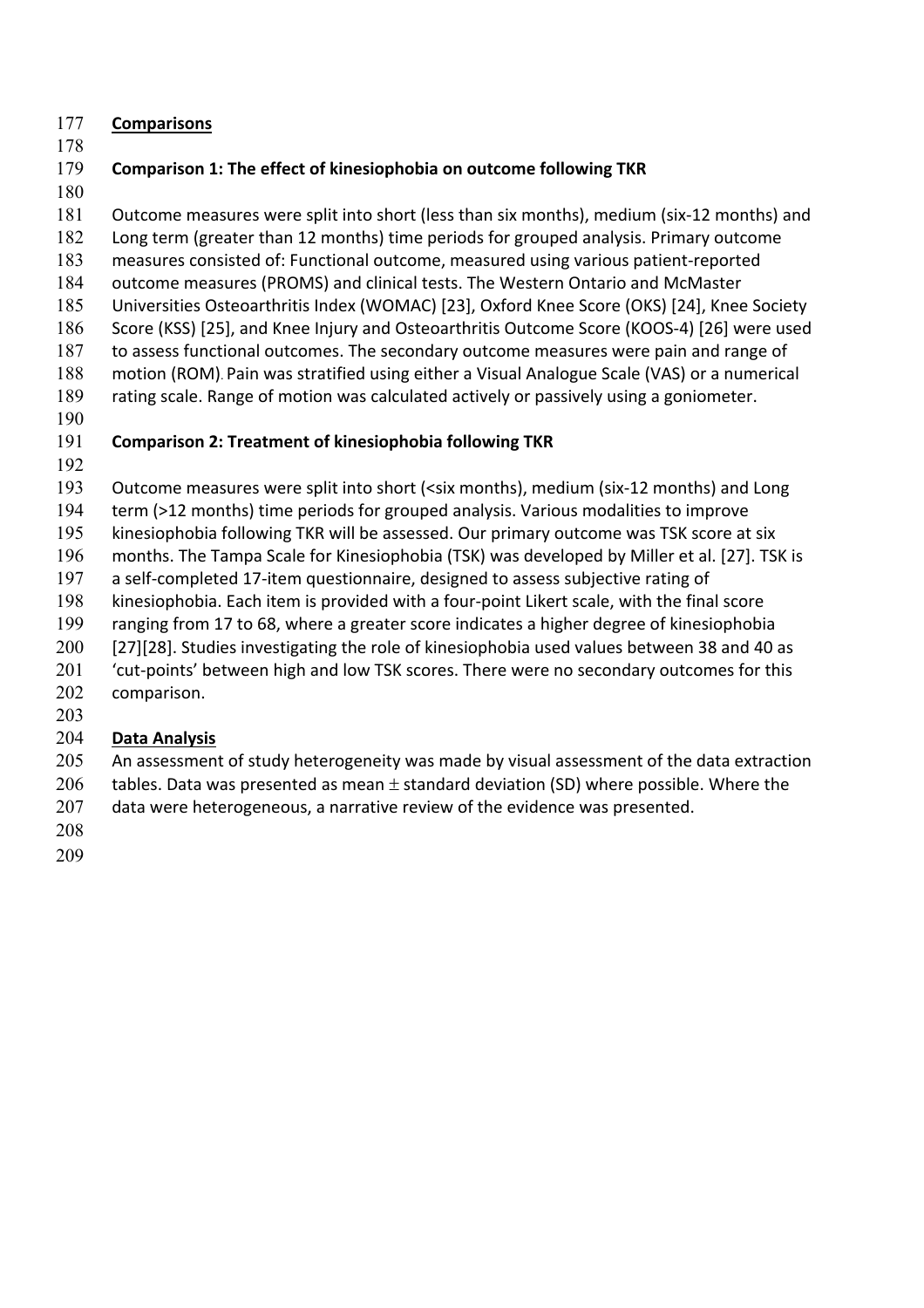## Comparisons

### Comparison 1: The effect of kinesiophobia on outcome following TKR

Outcome measures were split into short (less than six months), medium (six-12 months) and Long term (greater than 12 months) time periods for grouped analysis. Primary outcome measures consisted of: Functional outcome, measured using various patient-reported outcome measures (PROMS) and clinical tests. The Western Ontario and McMaster Universities Osteoarthritis Index (WOMAC) [23], Oxford Knee Score (OKS) [24], Knee Society Score (KSS) [25], and Knee Injury and Osteoarthritis Outcome Score (KOOS-4) [26] were used to assess functional outcomes. The secondary outcome measures were pain and range of motion (ROM). Pain was stratified using either a Visual Analogue Scale (VAS) or a numerical rating scale. Range of motion was calculated actively or passively using a goniometer.

### Comparison 2: Treatment of kinesiophobia following TKR

Outcome measures were split into short (<six months), medium (six-12 months) and Long term (>12 months) time periods for grouped analysis. Various modalities to improve kinesiophobia following TKR will be assessed. Our primary outcome was TSK score at six months. The Tampa Scale for Kinesiophobia (TSK) was developed by Miller et al. [27]. TSK is a self-completed 17-item questionnaire, designed to assess subjective rating of kinesiophobia. Each item is provided with a four-point Likert scale, with the final score ranging from 17 to 68, where a greater score indicates a higher degree of kinesiophobia [27][28]. Studies investigating the role of kinesiophobia used values between 38 and 40 as 'cut-points' between high and low TSK scores. There were no secondary outcomes for this comparison.

## Data Analysis

An assessment of study heterogeneity was made by visual assessment of the data extraction tables. Data was presented as mean $\pm$ standard deviation (SD) where possible. Where the data were heterogeneous, a narrative review of the evidence was presented.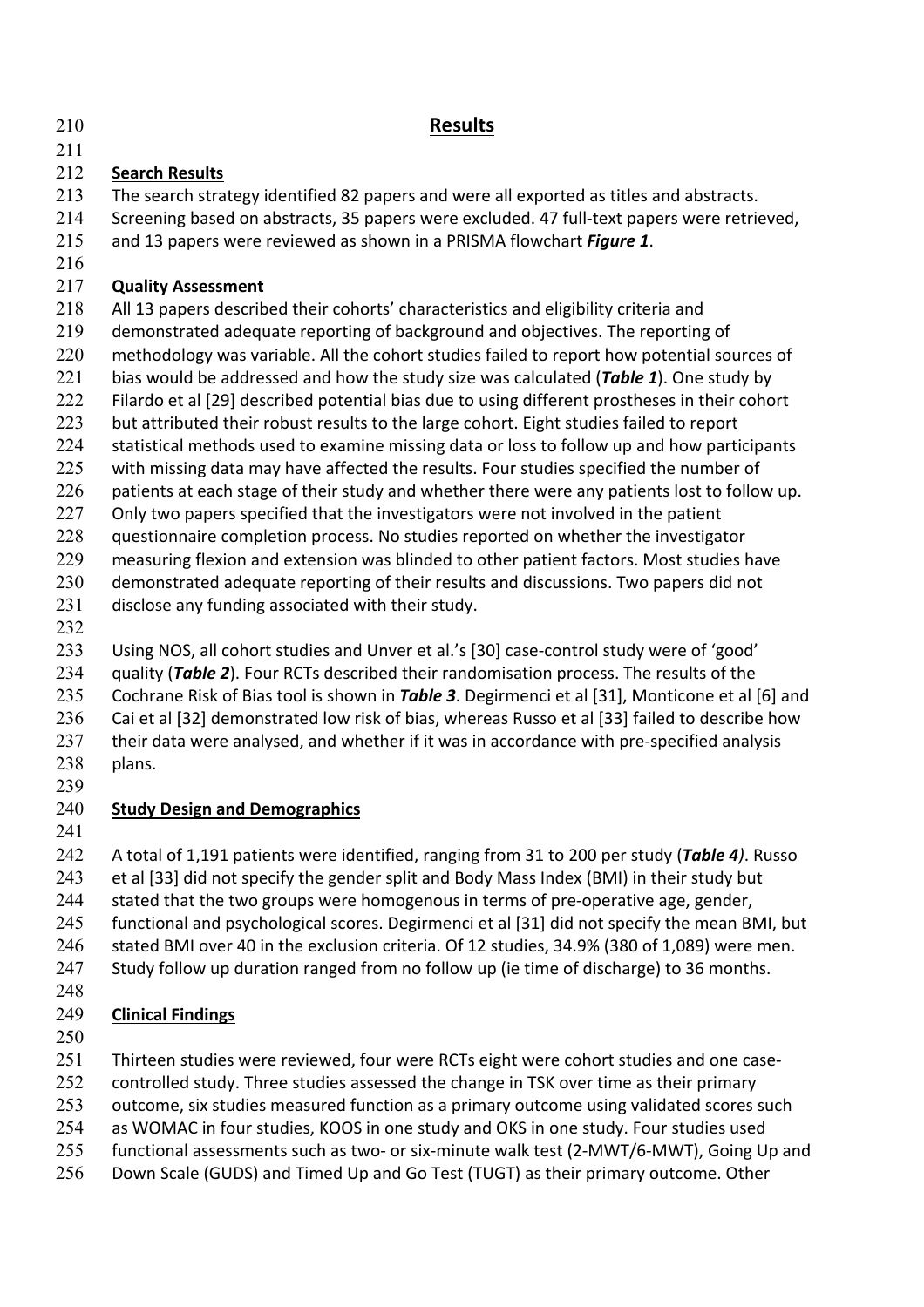# Results

## Search Results

The search strategy identified 82 papers and were all exported as titles and abstracts. Screening based on abstracts, 35 papers were excluded. 47 full-text papers were retrieved, and 13 papers were reviewed as shown in a PRISMA flowchart ***Figure 1***.

## Quality Assessment

All 13 papers described their cohorts' characteristics and eligibility criteria and demonstrated adequate reporting of background and objectives. The reporting of methodology was variable. All the cohort studies failed to report how potential sources of bias would be addressed and how the study size was calculated (***Table 1***). One study by Filardo et al [29] described potential bias due to using different prostheses in their cohort but attributed their robust results to the large cohort. Eight studies failed to report statistical methods used to examine missing data or loss to follow up and how participants with missing data may have affected the results. Four studies specified the number of patients at each stage of their study and whether there were any patients lost to follow up. Only two papers specified that the investigators were not involved in the patient questionnaire completion process. No studies reported on whether the investigator measuring flexion and extension was blinded to other patient factors. Most studies have demonstrated adequate reporting of their results and discussions. Two papers did not disclose any funding associated with their study.

Using NOS, all cohort studies and Unver et al.'s [30] case-control study were of 'good' quality (***Table 2***). Four RCTs described their randomisation process. The results of the Cochrane Risk of Bias tool is shown in ***Table 3***. Degirmenci et al [31], Monticone et al [6] and Cai et al [32] demonstrated low risk of bias, whereas Russo et al [33] failed to describe how their data were analysed, and whether if it was in accordance with pre-specified analysis plans.

## Study Design and Demographics

A total of 1,191 patients were identified, ranging from 31 to 200 per study (***Table 4***). Russo et al [33] did not specify the gender split and Body Mass Index (BMI) in their study but stated that the two groups were homogenous in terms of pre-operative age, gender, functional and psychological scores. Degirmenci et al [31] did not specify the mean BMI, but stated BMI over 40 in the exclusion criteria. Of 12 studies, 34.9% (380 of 1,089) were men. Study follow up duration ranged from no follow up (ie time of discharge) to 36 months.

## Clinical Findings

Thirteen studies were reviewed, four were RCTs eight were cohort studies and one case-controlled study. Three studies assessed the change in TSK over time as their primary outcome, six studies measured function as a primary outcome using validated scores such as WOMAC in four studies, KOOS in one study and OKS in one study. Four studies used functional assessments such as two- or six-minute walk test (2-MWT/6-MWT), Going Up and Down Scale (GUDS) and Timed Up and Go Test (TUGT) as their primary outcome. Other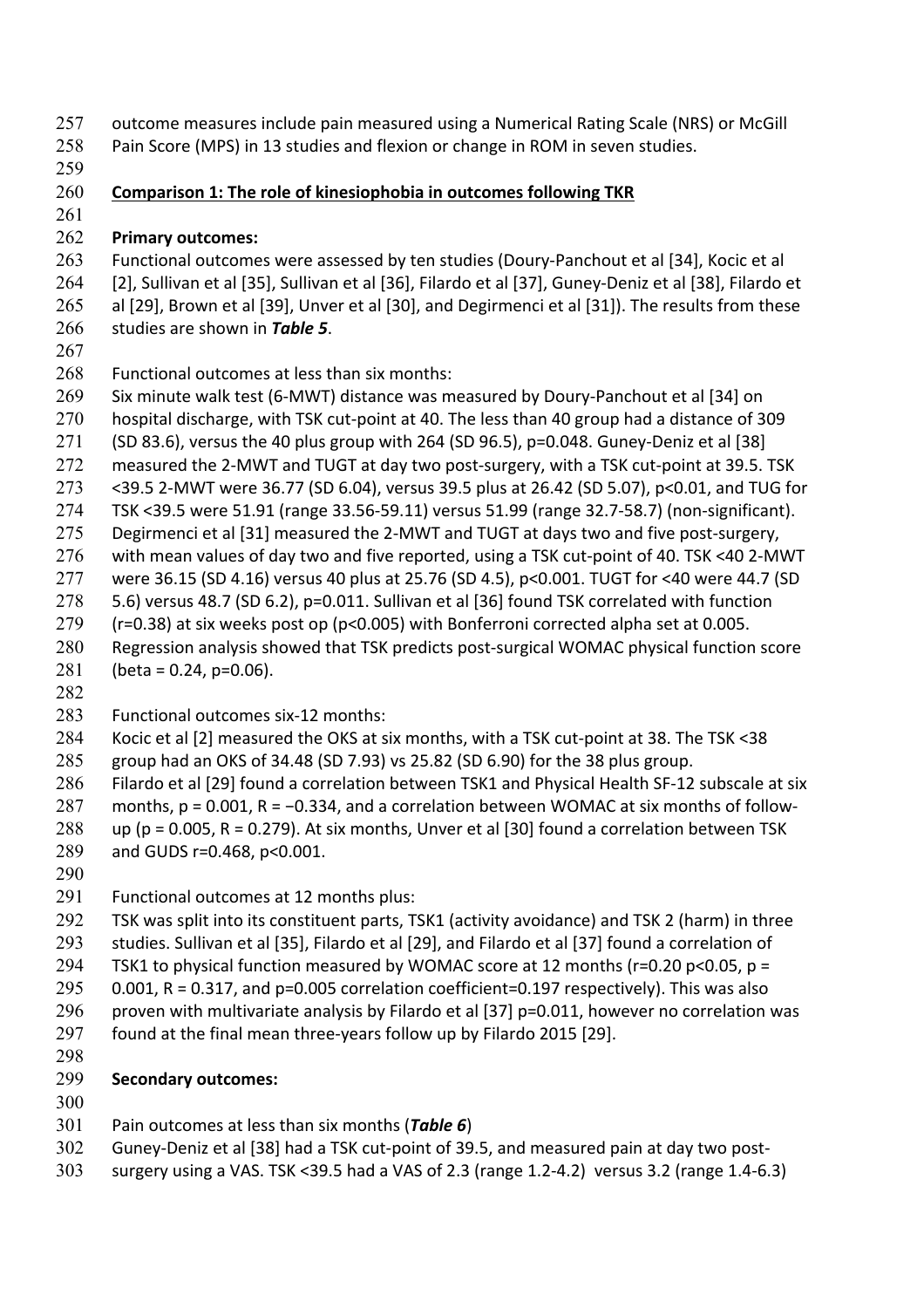outcome measures include pain measured using a Numerical Rating Scale (NRS) or McGill Pain Score (MPS) in 13 studies and flexion or change in ROM in seven studies.

## Comparison 1: The role of kinesiophobia in outcomes following TKR

### Primary outcomes:

Functional outcomes were assessed by ten studies (Doury-Panchout et al [34], Kocic et al [2], Sullivan et al [35], Sullivan et al [36], Filardo et al [37], Guney-Deniz et al [38], Filardo et al [29], Brown et al [39], Unver et al [30], and Degirmenci et al [31]). The results from these studies are shown in ***Table 5***.

Functional outcomes at less than six months:

Six minute walk test (6-MWT) distance was measured by Doury-Panchout et al [34] on hospital discharge, with TSK cut-point at 40. The less than 40 group had a distance of 309 (SD 83.6), versus the 40 plus group with 264 (SD 96.5), $p=0.048$. Guney-Deniz et al [38] measured the 2-MWT and TUGT at day two post-surgery, with a TSK cut-point at 39.5. TSK <39.5 2-MWT were 36.77 (SD 6.04), versus 39.5 plus at 26.42 (SD 5.07), $p<0.01$, and TUG for TSK <39.5 were 51.91 (range 33.56-59.11) versus 51.99 (range 32.7-58.7) (non-significant). Degirmenci et al [31] measured the 2-MWT and TUGT at days two and five post-surgery, with mean values of day two and five reported, using a TSK cut-point of 40. TSK <40 2-MWT were 36.15 (SD 4.16) versus 40 plus at 25.76 (SD 4.5), $p<0.001$. TUGT for <40 were 44.7 (SD 5.6) versus 48.7 (SD 6.2), $p=0.011$. Sullivan et al [36] found TSK correlated with function ($r=0.38$) at six weeks post op ($p<0.005$) with Bonferroni corrected alpha set at 0.005. Regression analysis showed that TSK predicts post-surgical WOMAC physical function score (beta = 0.24, $p=0.06$).

Functional outcomes six-12 months:

Kocic et al [2] measured the OKS at six months, with a TSK cut-point at 38. The TSK <38 group had an OKS of 34.48 (SD 7.93) vs 25.82 (SD 6.90) for the 38 plus group.
Filardo et al [29] found a correlation between TSK1 and Physical Health SF-12 subscale at six months, $p = 0.001$, $R = -0.334$, and a correlation between WOMAC at six months of follow-up ($p = 0.005$, $R = 0.279$). At six months, Unver et al [30] found a correlation between TSK and GUDS $r=0.468$, $p<0.001$.

Functional outcomes at 12 months plus:

TSK was split into its constituent parts, TSK1 (activity avoidance) and TSK 2 (harm) in three studies. Sullivan et al [35], Filardo et al [29], and Filardo et al [37] found a correlation of TSK1 to physical function measured by WOMAC score at 12 months ($r=0.20$ $p<0.05$, $p = 0.001$, $R = 0.317$, and $p=0.005$ correlation coefficient=0.197 respectively). This was also proven with multivariate analysis by Filardo et al [37] $p=0.011$, however no correlation was found at the final mean three-years follow up by Filardo 2015 [29].

### Secondary outcomes:

Pain outcomes at less than six months (***Table 6***)

Guney-Deniz et al [38] had a TSK cut-point of 39.5, and measured pain at day two post-surgery using a VAS. TSK <39.5 had a VAS of 2.3 (range 1.2-4.2) versus 3.2 (range 1.4-6.3)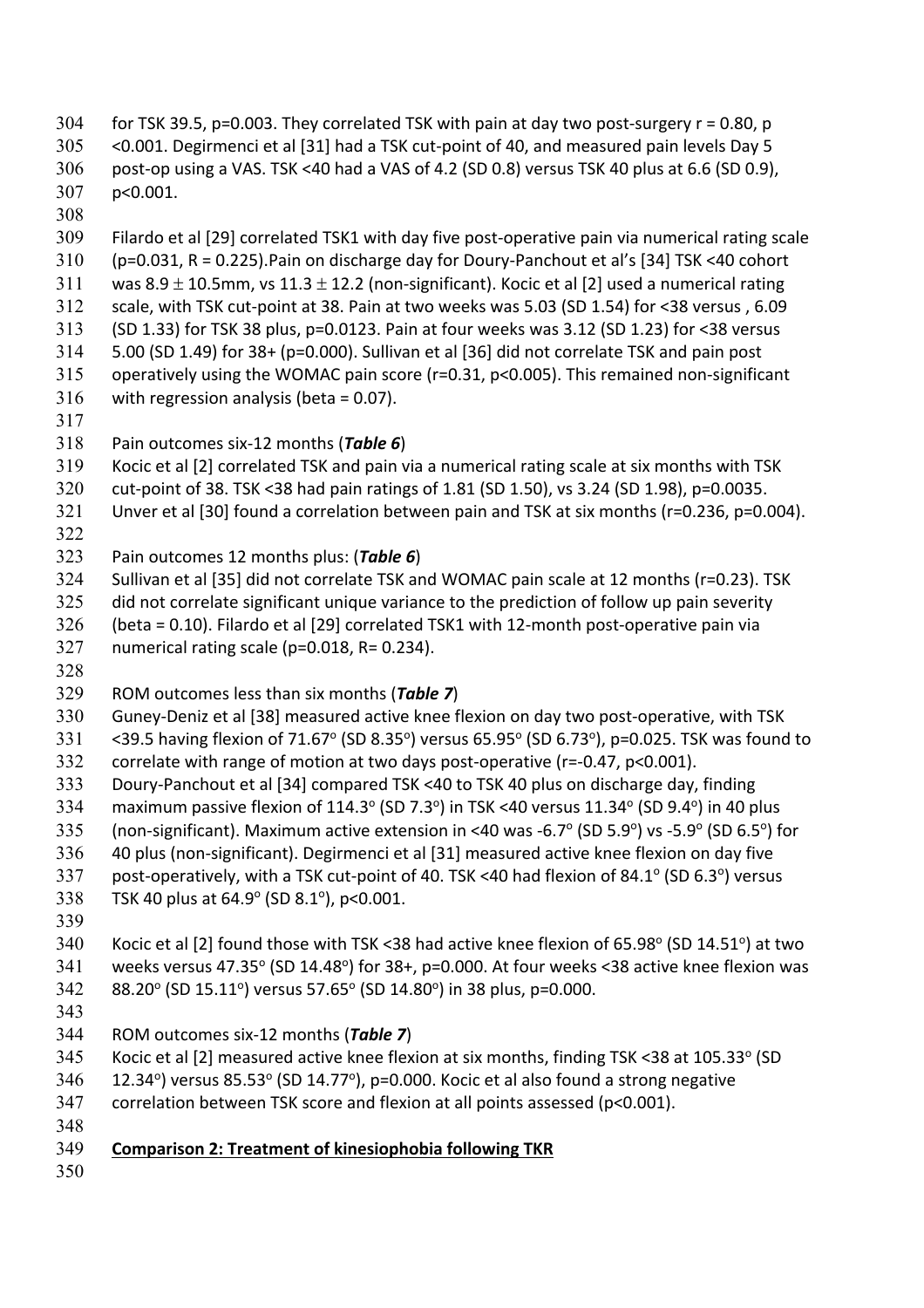for TSK 39.5, $p=0.003$. They correlated TSK with pain at day two post-surgery $r = 0.80$, $p < 0.001$. Degirmenci et al [31] had a TSK cut-point of 40, and measured pain levels Day 5 post-op using a VAS. TSK <40 had a VAS of 4.2 (SD 0.8) versus TSK 40 plus at 6.6 (SD 0.9), $p<0.001$.

Filardo et al [29] correlated TSK1 with day five post-operative pain via numerical rating scale ($p=0.031$, $R = 0.225$).Pain on discharge day for Doury-Panchout et al's [34] TSK <40 cohort was $8.9 \pm 10.5$mm, vs $11.3 \pm 12.2$ (non-significant). Kocic et al [2] used a numerical rating scale, with TSK cut-point at 38. Pain at two weeks was 5.03 (SD 1.54) for <38 versus , 6.09 (SD 1.33) for TSK 38 plus, $p=0.0123$. Pain at four weeks was 3.12 (SD 1.23) for <38 versus 5.00 (SD 1.49) for 38+ ($p=0.000$). Sullivan et al [36] did not correlate TSK and pain post operatively using the WOMAC pain score ($r=0.31$, $p<0.005$). This remained non-significant with regression analysis (beta = 0.07).

Pain outcomes six-12 months (***Table 6***)

Kocic et al [2] correlated TSK and pain via a numerical rating scale at six months with TSK cut-point of 38. TSK <38 had pain ratings of 1.81 (SD 1.50), vs 3.24 (SD 1.98), $p=0.0035$. Unver et al [30] found a correlation between pain and TSK at six months ($r=0.236$, $p=0.004$).

Pain outcomes 12 months plus: (***Table 6***)

Sullivan et al [35] did not correlate TSK and WOMAC pain scale at 12 months ($r=0.23$). TSK did not correlate significant unique variance to the prediction of follow up pain severity (beta = 0.10). Filardo et al [29] correlated TSK1 with 12-month post-operative pain via numerical rating scale ($p=0.018$, $R= 0.234$).

ROM outcomes less than six months (***Table 7***)

Guney-Deniz et al [38] measured active knee flexion on day two post-operative, with TSK <39.5 having flexion of 71.67° (SD 8.35°) versus 65.95° (SD 6.73°), $p=0.025$. TSK was found to correlate with range of motion at two days post-operative ($r=-0.47$, $p<0.001$). Doury-Panchout et al [34] compared TSK <40 to TSK 40 plus on discharge day, finding maximum passive flexion of 114.3° (SD 7.3°) in TSK <40 versus 11.34° (SD 9.4°) in 40 plus (non-significant). Maximum active extension in <40 was -6.7° (SD 5.9°) vs -5.9° (SD 6.5°) for 40 plus (non-significant). Degirmenci et al [31] measured active knee flexion on day five post-operatively, with a TSK cut-point of 40. TSK <40 had flexion of 84.1° (SD 6.3°) versus TSK 40 plus at 64.9° (SD 8.1°), $p<0.001$.

Kocic et al [2] found those with TSK <38 had active knee flexion of 65.98° (SD 14.51°) at two weeks versus 47.35° (SD 14.48°) for 38+, $p=0.000$. At four weeks <38 active knee flexion was 88.20° (SD 15.11°) versus 57.65° (SD 14.80°) in 38 plus, $p=0.000$.

ROM outcomes six-12 months (***Table 7***)

Kocic et al [2] measured active knee flexion at six months, finding TSK <38 at 105.33° (SD 12.34°) versus 85.53° (SD 14.77°), $p=0.000$. Kocic et al also found a strong negative correlation between TSK score and flexion at all points assessed ($p<0.001$).

**Comparison 2: Treatment of kinesiophobia following TKR**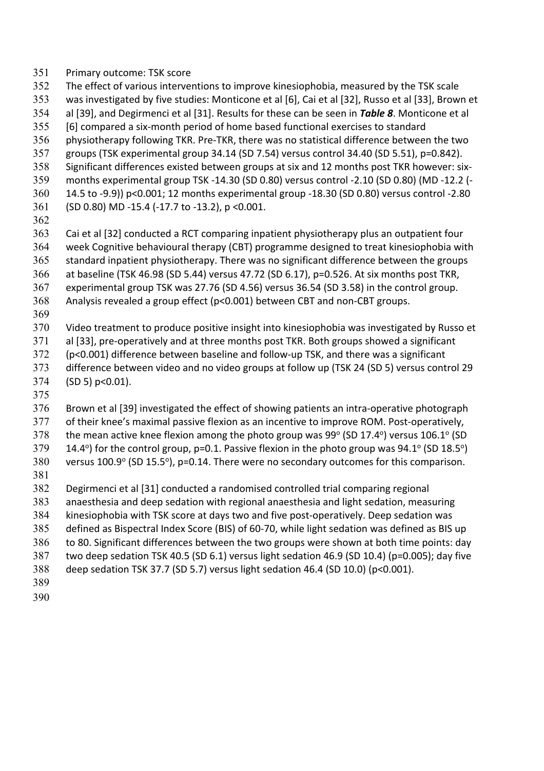### Primary outcome: TSK score

The effect of various interventions to improve kinesiophobia, measured by the TSK scale was investigated by five studies: Monticone et al [6], Cai et al [32], Russo et al [33], Brown et al [39], and Degirmenci et al [31]. Results for these can be seen in ***Table 8***. Monticone et al [6] compared a six-month period of home based functional exercises to standard physiotherapy following TKR. Pre-TKR, there was no statistical difference between the two groups (TSK experimental group 34.14 (SD 7.54) versus control 34.40 (SD 5.51), p=0.842). Significant differences existed between groups at six and 12 months post TKR however: six-months experimental group TSK -14.30 (SD 0.80) versus control -2.10 (SD 0.80) (MD -12.2 (-14.5 to -9.9)) p<0.001; 12 months experimental group -18.30 (SD 0.80) versus control -2.80 (SD 0.80) MD -15.4 (-17.7 to -13.2), p <0.001.

Cai et al [32] conducted a RCT comparing inpatient physiotherapy plus an outpatient four week Cognitive behavioural therapy (CBT) programme designed to treat kinesiophobia with standard inpatient physiotherapy. There was no significant difference between the groups at baseline (TSK 46.98 (SD 5.44) versus 47.72 (SD 6.17), p=0.526. At six months post TKR, experimental group TSK was 27.76 (SD 4.56) versus 36.54 (SD 3.58) in the control group. Analysis revealed a group effect (p<0.001) between CBT and non-CBT groups.

Video treatment to produce positive insight into kinesiophobia was investigated by Russo et al [33], pre-operatively and at three months post TKR. Both groups showed a significant (p<0.001) difference between baseline and follow-up TSK, and there was a significant difference between video and no video groups at follow up (TSK 24 (SD 5) versus control 29 (SD 5) p<0.01).

Brown et al [39] investigated the effect of showing patients an intra-operative photograph of their knee's maximal passive flexion as an incentive to improve ROM. Post-operatively, the mean active knee flexion among the photo group was 99$^{o}$ (SD 17.4$^{o}$) versus 106.1$^{o}$ (SD 14.4$^{o}$) for the control group, p=0.1. Passive flexion in the photo group was 94.1$^{o}$ (SD 18.5$^{o}$) versus 100.9$^{o}$ (SD 15.5$^{o}$), p=0.14. There were no secondary outcomes for this comparison.

Degirmenci et al [31] conducted a randomised controlled trial comparing regional anaesthesia and deep sedation with regional anaesthesia and light sedation, measuring kinesiophobia with TSK score at days two and five post-operatively. Deep sedation was defined as Bispectral Index Score (BIS) of 60-70, while light sedation was defined as BIS up to 80. Significant differences between the two groups were shown at both time points: day two deep sedation TSK 40.5 (SD 6.1) versus light sedation 46.9 (SD 10.4) (p=0.005); day five deep sedation TSK 37.7 (SD 5.7) versus light sedation 46.4 (SD 10.0) (p<0.001).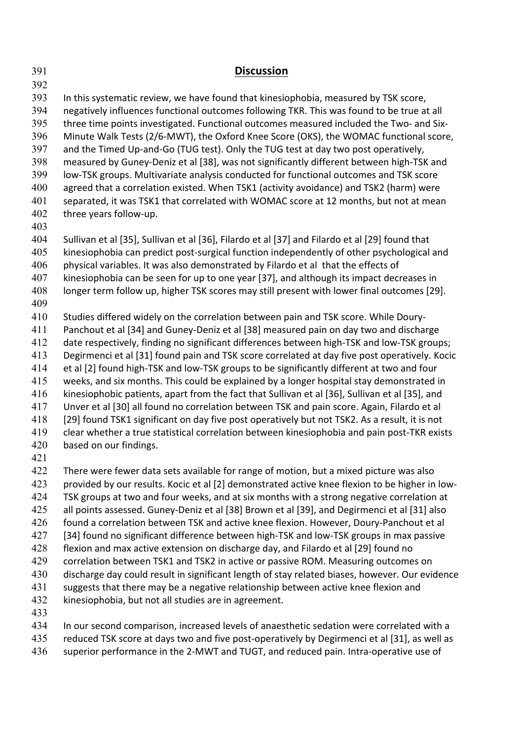## Discussion

In this systematic review, we have found that kinesiophobia, measured by TSK score, negatively influences functional outcomes following TKR. This was found to be true at all three time points investigated. Functional outcomes measured included the Two- and Six-Minute Walk Tests (2/6-MWT), the Oxford Knee Score (OKS), the WOMAC functional score, and the Timed Up-and-Go (TUG test). Only the TUG test at day two post operatively, measured by Guney-Deniz et al [38], was not significantly different between high-TSK and low-TSK groups. Multivariate analysis conducted for functional outcomes and TSK score agreed that a correlation existed. When TSK1 (activity avoidance) and TSK2 (harm) were separated, it was TSK1 that correlated with WOMAC score at 12 months, but not at mean three years follow-up.

Sullivan et al [35], Sullivan et al [36], Filardo et al [37] and Filardo et al [29] found that kinesiophobia can predict post-surgical function independently of other psychological and physical variables. It was also demonstrated by Filardo et al that the effects of kinesiophobia can be seen for up to one year [37], and although its impact decreases in longer term follow up, higher TSK scores may still present with lower final outcomes [29].

Studies differed widely on the correlation between pain and TSK score. While Doury-Panchout et al [34] and Guney-Deniz et al [38] measured pain on day two and discharge date respectively, finding no significant differences between high-TSK and low-TSK groups; Degirmenci et al [31] found pain and TSK score correlated at day five post operatively. Kocic et al [2] found high-TSK and low-TSK groups to be significantly different at two and four weeks, and six months. This could be explained by a longer hospital stay demonstrated in kinesiophobic patients, apart from the fact that Sullivan et al [36], Sullivan et al [35], and Unver et al [30] all found no correlation between TSK and pain score. Again, Filardo et al [29] found TSK1 significant on day five post operatively but not TSK2. As a result, it is not clear whether a true statistical correlation between kinesiophobia and pain post-TKR exists based on our findings.

There were fewer data sets available for range of motion, but a mixed picture was also provided by our results. Kocic et al [2] demonstrated active knee flexion to be higher in low-TSK groups at two and four weeks, and at six months with a strong negative correlation at all points assessed. Guney-Deniz et al [38] Brown et al [39], and Degirmenci et al [31] also found a correlation between TSK and active knee flexion. However, Doury-Panchout et al [34] found no significant difference between high-TSK and low-TSK groups in max passive flexion and max active extension on discharge day, and Filardo et al [29] found no correlation between TSK1 and TSK2 in active or passive ROM. Measuring outcomes on discharge day could result in significant length of stay related biases, however. Our evidence suggests that there may be a negative relationship between active knee flexion and kinesiophobia, but not all studies are in agreement.

In our second comparison, increased levels of anaesthetic sedation were correlated with a reduced TSK score at days two and five post-operatively by Degirmenci et al [31], as well as superior performance in the 2-MWT and TUGT, and reduced pain. Intra-operative use of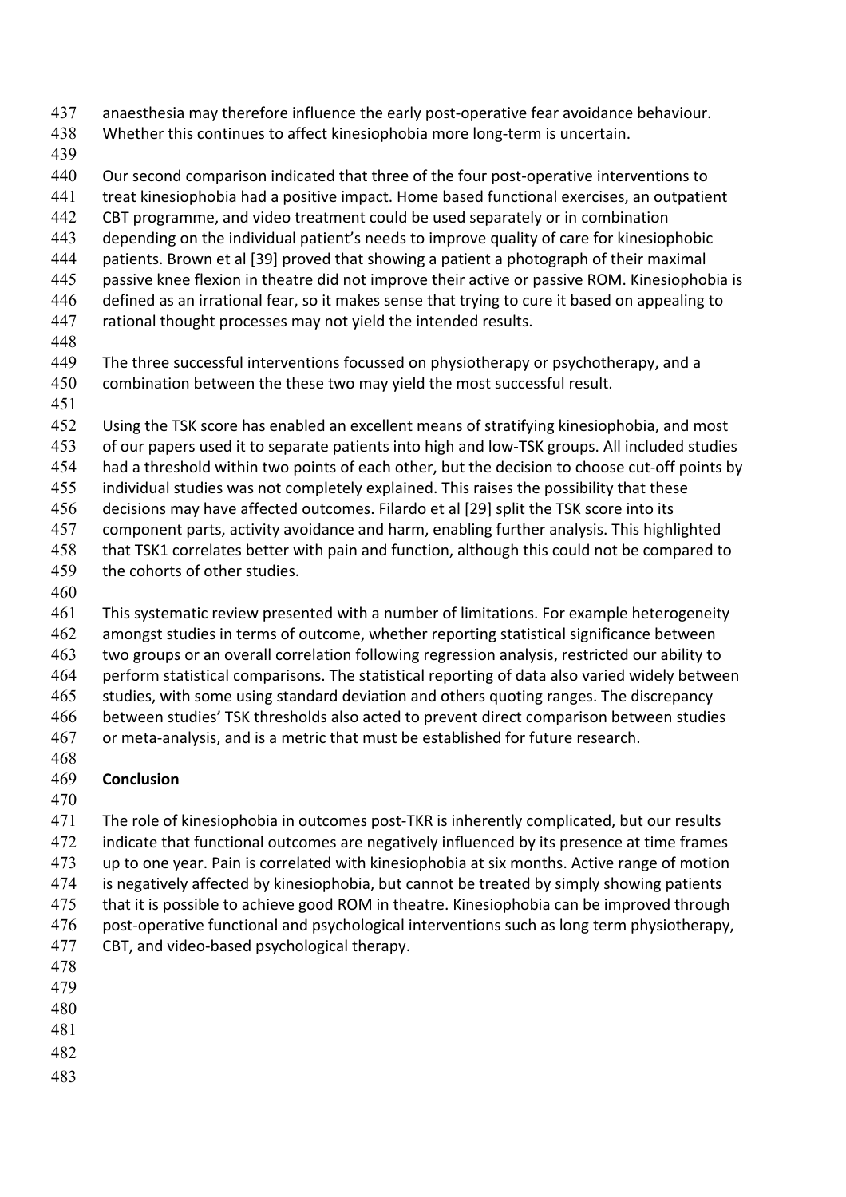anaesthesia may therefore influence the early post-operative fear avoidance behaviour. Whether this continues to affect kinesiophobia more long-term is uncertain.

Our second comparison indicated that three of the four post-operative interventions to treat kinesiophobia had a positive impact. Home based functional exercises, an outpatient CBT programme, and video treatment could be used separately or in combination depending on the individual patient's needs to improve quality of care for kinesiophobic patients. Brown et al [39] proved that showing a patient a photograph of their maximal passive knee flexion in theatre did not improve their active or passive ROM. Kinesiophobia is defined as an irrational fear, so it makes sense that trying to cure it based on appealing to rational thought processes may not yield the intended results.

The three successful interventions focussed on physiotherapy or psychotherapy, and a combination between the these two may yield the most successful result.

Using the TSK score has enabled an excellent means of stratifying kinesiophobia, and most of our papers used it to separate patients into high and low-TSK groups. All included studies had a threshold within two points of each other, but the decision to choose cut-off points by individual studies was not completely explained. This raises the possibility that these decisions may have affected outcomes. Filardo et al [29] split the TSK score into its component parts, activity avoidance and harm, enabling further analysis. This highlighted that TSK1 correlates better with pain and function, although this could not be compared to the cohorts of other studies.

This systematic review presented with a number of limitations. For example heterogeneity amongst studies in terms of outcome, whether reporting statistical significance between two groups or an overall correlation following regression analysis, restricted our ability to perform statistical comparisons. The statistical reporting of data also varied widely between studies, with some using standard deviation and others quoting ranges. The discrepancy between studies' TSK thresholds also acted to prevent direct comparison between studies or meta-analysis, and is a metric that must be established for future research.

## Conclusion

The role of kinesiophobia in outcomes post-TKR is inherently complicated, but our results indicate that functional outcomes are negatively influenced by its presence at time frames up to one year. Pain is correlated with kinesiophobia at six months. Active range of motion is negatively affected by kinesiophobia, but cannot be treated by simply showing patients that it is possible to achieve good ROM in theatre. Kinesiophobia can be improved through post-operative functional and psychological interventions such as long term physiotherapy, CBT, and video-based psychological therapy.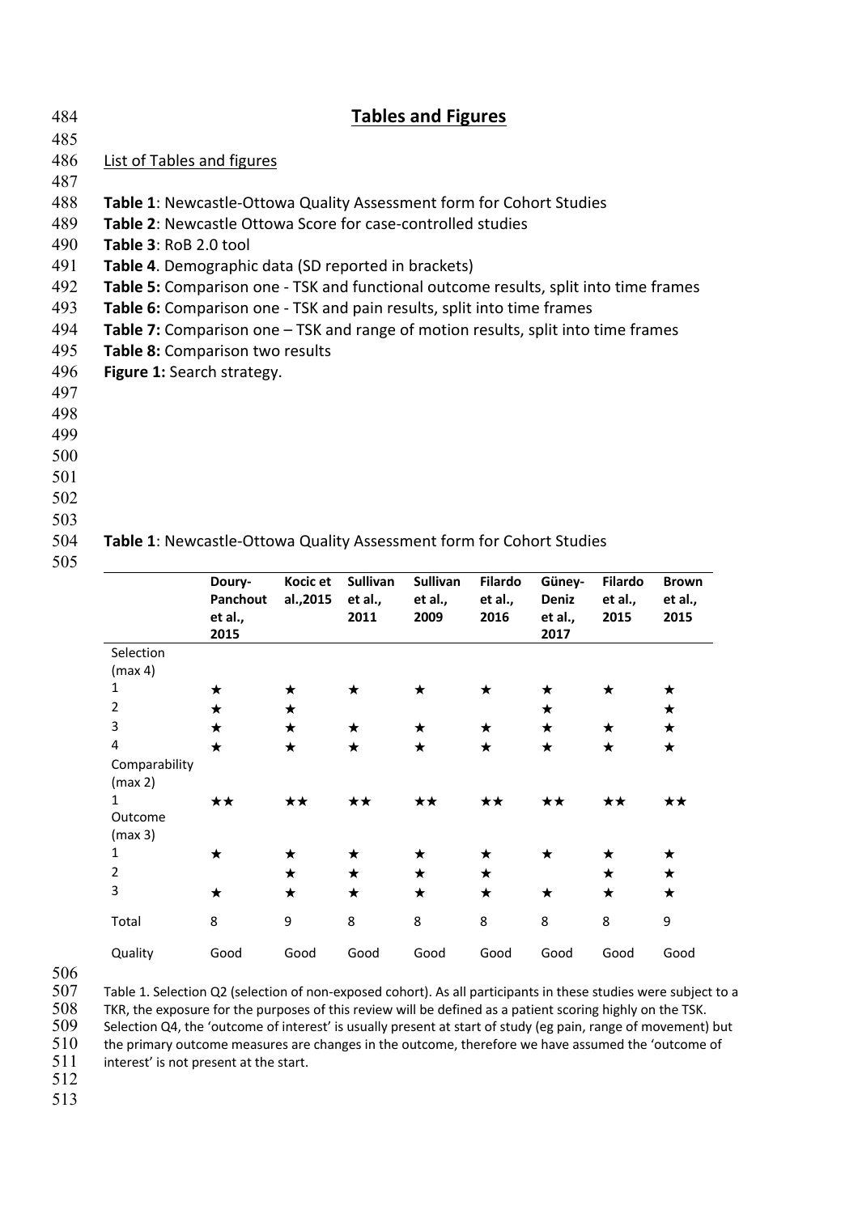## Tables and Figures

List of Tables and figures

**Table 1**: Newcastle-Ottowa Quality Assessment form for Cohort Studies
**Table 2**: Newcastle Ottowa Score for case-controlled studies
**Table 3**: RoB 2.0 tool
**Table 4**. Demographic data (SD reported in brackets)
**Table 5:** Comparison one - TSK and functional outcome results, split into time frames
**Table 6:** Comparison one - TSK and pain results, split into time frames
**Table 7:** Comparison one – TSK and range of motion results, split into time frames
**Table 8:** Comparison two results
**Figure 1:** Search strategy.

**Table 1**: Newcastle-Ottowa Quality Assessment form for Cohort Studies

| | Doury-Panchout et al., 2015 | Kocic et al.,2015 | Sullivan et al., 2011 | Sullivan et al., 2009 | Filardo et al., 2016 | Güney-Deniz et al., 2017 | Filardo et al., 2015 | Brown et al., 2015 |
|---|---|---|---|---|---|---|---|---|
| Selection (max 4) | | | | | | | | |
| 1 | ★ | ★ | ★ | ★ | ★ | ★ | ★ | ★ |
| 2 | ★ | ★ | | | | ★ | | ★ |
| 3 | ★ | ★ | ★ | ★ | ★ | ★ | ★ | ★ |
| 4 | ★ | ★ | ★ | ★ | ★ | ★ | ★ | ★ |
| Comparability (max 2) | | | | | | | | |
| 1 | ★★ | ★★ | ★★ | ★★ | ★★ | ★★ | ★★ | ★★ |
| Outcome (max 3) | | | | | | | | |
| 1 | ★ | ★ | ★ | ★ | ★ | ★ | ★ | ★ |
| 2 | | ★ | ★ | ★ | ★ | | ★ | ★ |
| 3 | ★ | ★ | ★ | ★ | ★ | ★ | ★ | ★ |
| Total | 8 | 9 | 8 | 8 | 8 | 8 | 8 | 9 |
| Quality | Good | Good | Good | Good | Good | Good | Good | Good |

Table 1. Selection Q2 (selection of non-exposed cohort). As all participants in these studies were subject to a TKR, the exposure for the purposes of this review will be defined as a patient scoring highly on the TSK. Selection Q4, the 'outcome of interest' is usually present at start of study (eg pain, range of movement) but the primary outcome measures are changes in the outcome, therefore we have assumed the 'outcome of interest' is not present at the start.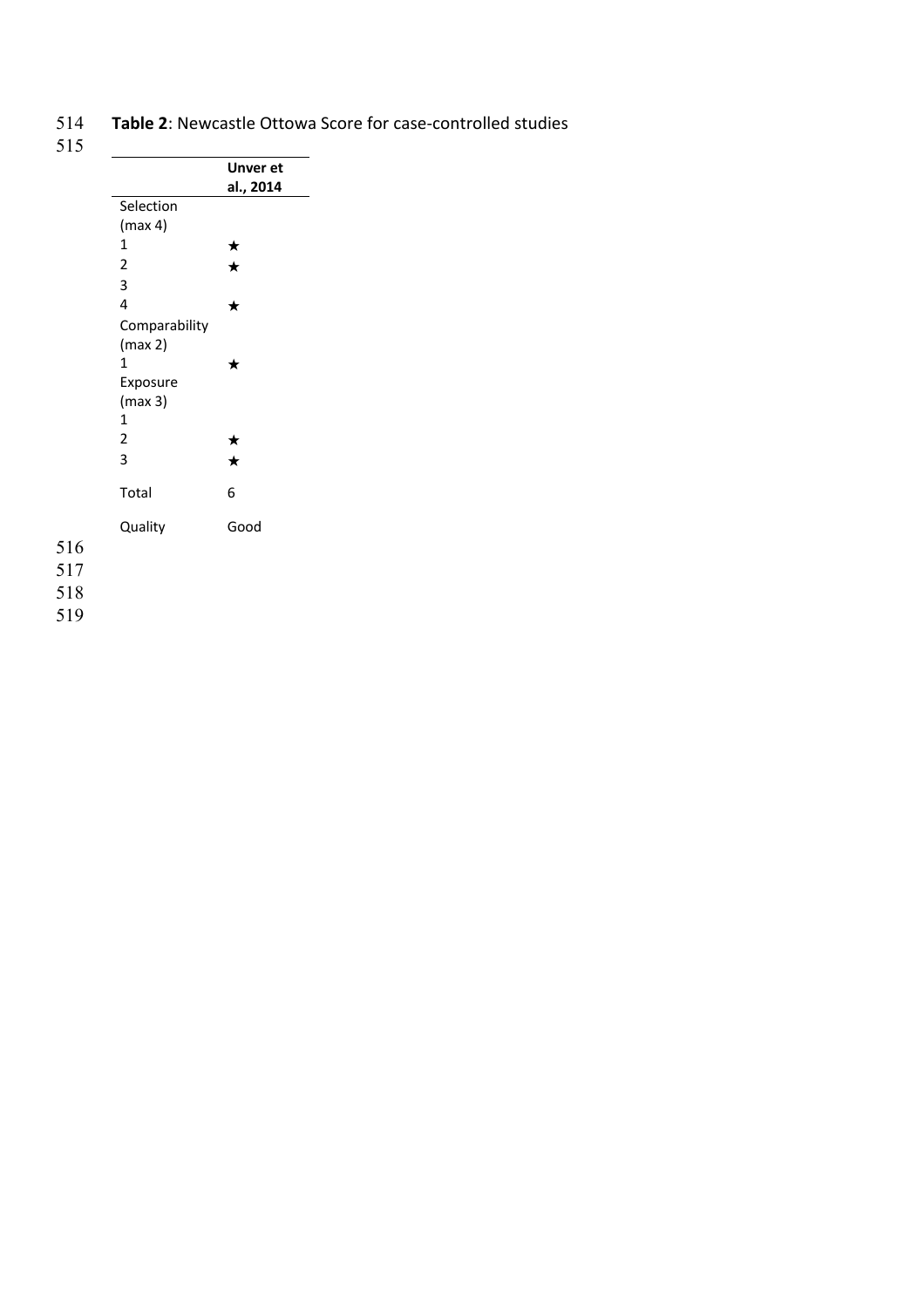**Table 2**: Newcastle Ottowa Score for case-controlled studies

| | **Unver et al., 2014** |
|---|---|
| Selection (max 4) | |
| 1 | ★ |
| 2 | ★ |
| 3 | |
| 4 | ★ |
| Comparability (max 2) | |
| 1 | ★ |
| Exposure (max 3) | |
| 1 | |
| 2 | ★ |
| 3 | ★ |
| Total | 6 |
| Quality | Good |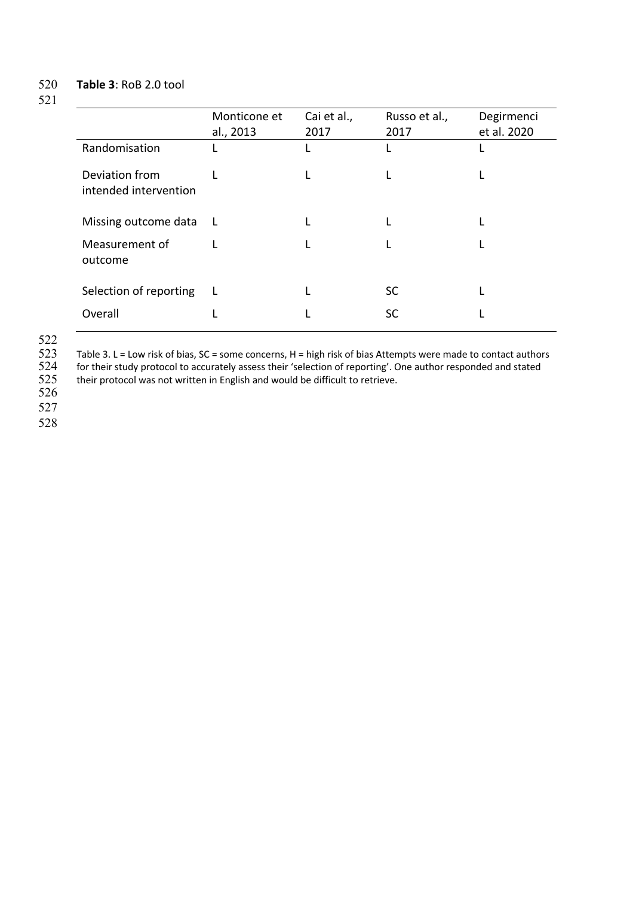**Table 3**: RoB 2.0 tool

| | Monticone et al., 2013 | Cai et al., 2017 | Russo et al., 2017 | Degirmenci et al. 2020 |
|---|---|---|---|---|
| Randomisation | L | L | L | L |
| Deviation from intended intervention | L | L | L | L |
| Missing outcome data | L | L | L | L |
| Measurement of outcome | L | L | L | L |
| Selection of reporting | L | L | SC | L |
| Overall | L | L | SC | L |

Table 3. L = Low risk of bias, SC = some concerns, H = high risk of bias Attempts were made to contact authors for their study protocol to accurately assess their 'selection of reporting'. One author responded and stated their protocol was not written in English and would be difficult to retrieve.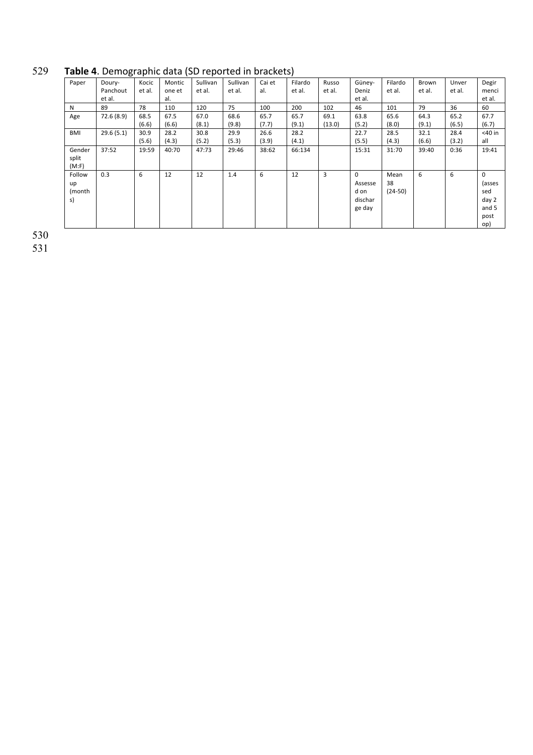**Table 4**. Demographic data (SD reported in brackets)

| Paper | Doury-Panchout et al. | Kocic et al. | Monticone et al. | Sullivan et al. | Sullivan et al. | Cai et al. | Filardo et al. | Russo et al. | Güney-Deniz et al. | Filardo et al. | Brown et al. | Unver et al. | Degirmenci et al. |
|---|---|---|---|---|---|---|---|---|---|---|---|---|---|
| N | 89 | 78 | 110 | 120 | 75 | 100 | 200 | 102 | 46 | 101 | 79 | 36 | 60 |
| Age | 72.6 (8.9) | 68.5 (6.6) | 67.5 (6.6) | 67.0 (8.1) | 68.6 (9.8) | 65.7 (7.7) | 65.7 (9.1) | 69.1 (13.0) | 63.8 (5.2) | 65.6 (8.0) | 64.3 (9.1) | 65.2 (6.5) | 67.7 (6.7) |
| BMI | 29.6 (5.1) | 30.9 (5.6) | 28.2 (4.3) | 30.8 (5.2) | 29.9 (5.3) | 26.6 (3.9) | 28.2 (4.1) | | 22.7 (5.5) | 28.5 (4.3) | 32.1 (6.6) | 28.4 (3.2) | <40 in all |
| Gender split (M:F) | 37:52 | 19:59 | 40:70 | 47:73 | 29:46 | 38:62 | 66:134 | | 15:31 | 31:70 | 39:40 | 0:36 | 19:41 |
| Follow up (months) | 0.3 | 6 | 12 | 12 | 1.4 | 6 | 12 | 3 | 0 Assessed on discharge day | Mean 38 (24-50) | 6 | 6 | 0 (assessed day 2 and 5 post op) |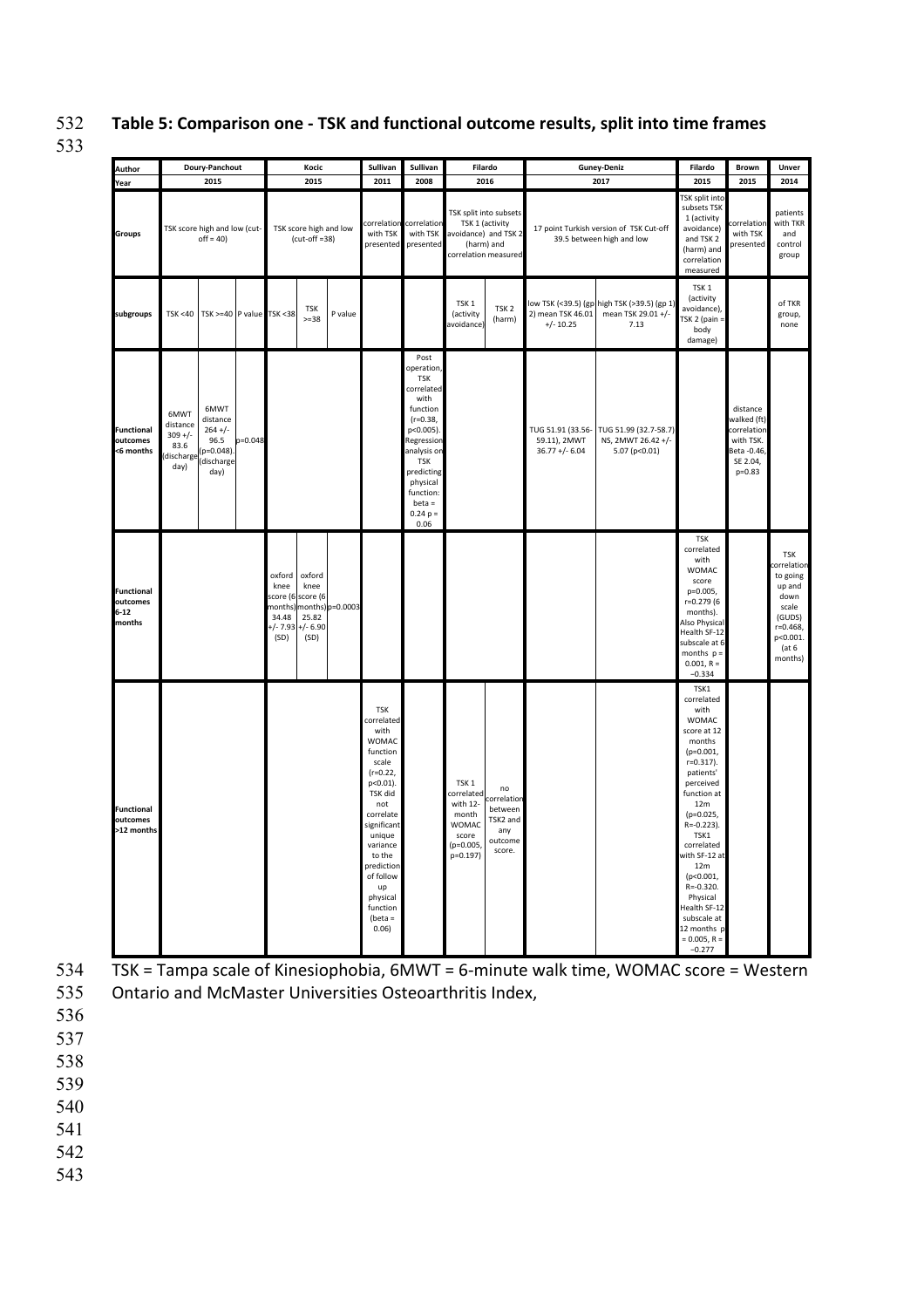**Table 5: Comparison one - TSK and functional outcome results, split into time frames**

| Author | Doury-Panchout | | | Kocic | | | Sullivan | Sullivan | Filardo | | Guney-Deniz | | Filardo | Brown | Unver |
|---|---|---|---|---|---|---|---|---|---|---|---|---|---|---|---|
| Year | 2015 | | | 2015 | | | 2011 | 2008 | 2016 | | 2017 | | 2015 | 2015 | 2014 |
| Groups | TSK score high and low (cut-off = 40) | | | TSK score high and low (cut-off =38) | | | correlation with TSK presented | correlation with TSK presented | TSK split into subsets TSK 1 (activity avoidance) and TSK 2 (harm) and correlation measured | | 17 point Turkish version of TSK Cut-off 39.5 between high and low | | TSK split into subsets TSK 1 (activity avoidance) and TSK 2 (harm) and correlation measured | correlation with TSK presented | patients with TKR and control group |
| subgroups | TSK <40 | TSK >=40 | P value | TSK <38 | TSK >=38 | P value | | | TSK 1 (activity avoidance) | TSK 2 (harm) | low TSK (<39.5) (gp 2) mean TSK 46.01 +/- 10.25 | high TSK (>39.5) (gp 1) mean TSK 29.01 +/- 7.13 | TSK 1 (activity avoidance), TSK 2 (pain = body damage) | | of TKR group, none |
| **Functional outcomes <6 months** | 6MWT distance 309 +/- 83.6 (discharge day) | 6MWT distance 264 +/- 96.5 (p=0.048). (discharge day) | p=0.048 | | | | | Post operation, TSK correlated with function (r=0.38, p<0.005). Regression analysis on TSK predicting physical function: beta = 0.24 p = 0.06 | | | TUG 51.91 (33.56-59.11), 2MWT 36.77 +/- 6.04 | TUG 51.99 (32.7-58.7) NS, 2MWT 26.42 +/- 5.07 (p<0.01) | | distance walked (ft) correlation with TSK. Beta -0.46, SE 2.04, p=0.83 | |
| **Functional outcomes 6-12 months** | | | | oxford knee score (6 months) 34.48 +/- 7.93 (SD) | oxford knee score (6 months) 25.82 +/- 6.90 (SD) | p=0.0003 | | | | | | | TSK correlated with WOMAC score p=0.005, r=0.279 (6 months). Also Physical Health SF-12 subscale at 6 months p = 0.001, R = −0.334 | | TSK correlation to going up and down scale (GUDS) r=0.468, p<0.001. (at 6 months) |
| **Functional outcomes >12 months** | | | | | | | TSK correlated with WOMAC function scale (r=0.22, p<0.01). TSK did not correlate significant unique variance to the prediction of follow up physical function (beta = 0.06) | | TSK 1 correlated with 12-month WOMAC score (p=0.005, p=0.197) | no correlation between TSK2 and any outcome score. | | | TSK1 correlated with WOMAC score at 12 months (p=0.001, r=0.317). patients' perceived function at 12m (p=0.025, R=-0.223). TSK1 correlated with SF-12 at 12m (p<0.001, R=-0.320. Physical Health SF-12 subscale at 12 months p = 0.005, R = −0.277 | | |

TSK = Tampa scale of Kinesiophobia, 6MWT = 6-minute walk time, WOMAC score = Western Ontario and McMaster Universities Osteoarthritis Index,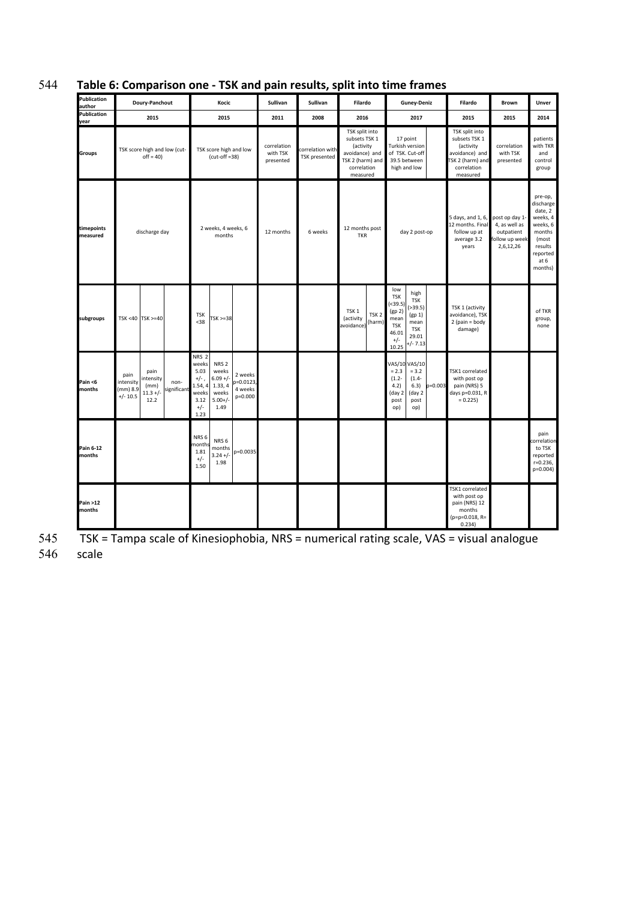## Table 6: Comparison one - TSK and pain results, split into time frames

| Publication author | Doury-Panchout | | | Kocic | | | Sullivan | Sullivan | Filardo | | Guney-Deniz | | | Filardo | Brown | Unver |
|---|---|---|---|---|---|---|---|---|---|---|---|---|---|---|---|---|
| Publication year | 2015 | | | 2015 | | | 2011 | 2008 | 2016 | | 2017 | | | 2015 | 2015 | 2014 |
| Groups | TSK score high and low (cut-off = 40) | | | TSK score high and low (cut-off =38) | | | correlation with TSK presented | correlation with TSK presented | TSK split into subsets TSK 1 (activity avoidance) and TSK 2 (harm) and correlation measured | | 17 point Turkish version of TSK. Cut-off 39.5 between high and low | | | TSK split into subsets TSK 1 (activity avoidance) and TSK 2 (harm) and correlation measured | correlation with TSK presented | patients with TKR and control group |
| timepoints measured | discharge day | | | 2 weeks, 4 weeks, 6 months | | | 12 months | 6 weeks | 12 months post TKR | | day 2 post-op | | | 5 days, and 1, 6, 12 months. Final follow up at average 3.2 years | post op day 1-4, as well as outpatient follow up week 2,6,12,26 | pre-op, discharge date, 2 weeks, 4 weeks, 6 months (most results reported at 6 months) |
| subgroups | TSK <40 | TSK >=40 | | TSK <38 | TSK >=38 | | | | TSK 1 (activity avoidance) | TSK 2 (harm) | low TSK (<39.5) (gp 2) mean TSK 46.01 +/- 10.25 | high TSK (>39.5) (gp 1) mean TSK 29.01 +/- 7.13 | | TSK 1 (activity avoidance), TSK 2 (pain = body damage) | | of TKR group, none |
| Pain <6 months | pain intensity (mm) 8.9 +/- 10.5 | pain intensity (mm) 11.3 +/- 12.2 | non-significant | NRS 2 weeks 5.03 +/- , 1.54, 4 weeks 3.12 +/- 1.23 | NRS 2 weeks 6.09 +/- 1.33, 4 weeks 5.00+/- 1.49 | 2 weeks p=0.0123, 4 weeks p=0.000 | | | | | VAS/10 = 2.3 (1.2-4.2) (day 2 post op) | VAS/10 = 3.2 (1.4-6.3) (day 2 post op) | p=0.003 | TSK1 correlated with post op pain (NRS) 5 days p=0.031, R = 0.225) | | |
| Pain 6-12 months | | | | NRS 6 months 1.81 +/- 1.50 | NRS 6 months 3.24 +/- 1.98 | p=0.0035 | | | | | | | | | | pain correlation to TSK reported r=0.236, p=0.004) |
| Pain >12 months | | | | | | | | | | | | | | TSK1 correlated with post op pain (NRS) 12 months (p=p=0.018, R= 0.234) | | |

TSK = Tampa scale of Kinesiophobia, NRS = numerical rating scale, VAS = visual analogue scale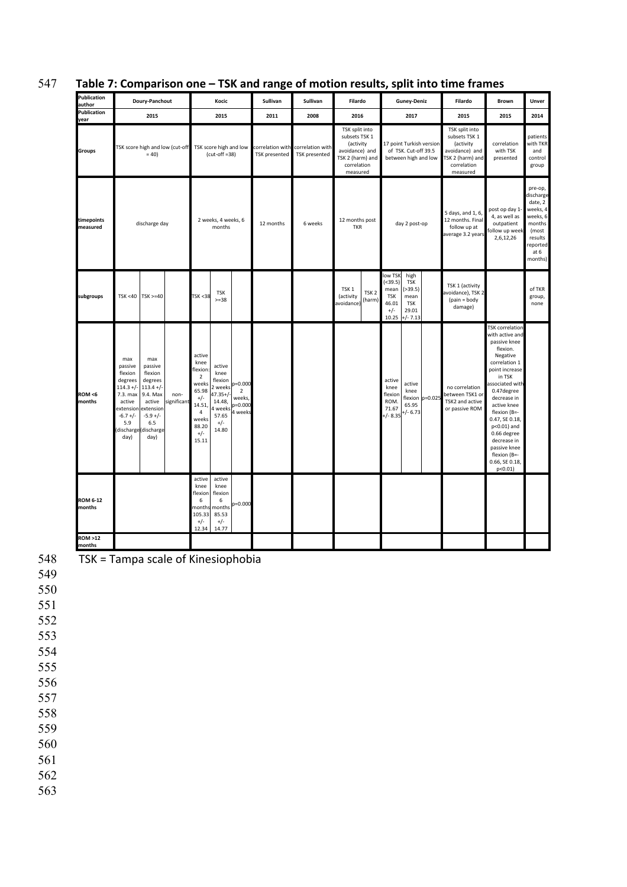# Table 7: Comparison one – TSK and range of motion results, split into time frames

| Publication author | Doury-Panchout | | | Kocic | | | Sullivan | Sullivan | Filardo | | Guney-Deniz | | | Filardo | Brown | Unver |
|---|---|---|---|---|---|---|---|---|---|---|---|---|---|---|---|---|
| Publication year | 2015 | | | 2015 | | | 2011 | 2008 | 2016 | | 2017 | | | 2015 | 2015 | 2014 |
| Groups | TSK score high and low (cut-off = 40) | | | TSK score high and low (cut-off =38) | | | correlation with TSK presented | correlation with TSK presented | TSK split into subsets TSK 1 (activity avoidance) and TSK 2 (harm) and correlation measured | | 17 point Turkish version of TSK. Cut-off 39.5 between high and low | | | TSK split into subsets TSK 1 (activity avoidance) and TSK 2 (harm) and correlation measured | correlation with TSK presented | patients with TKR and control group |
| timepoints measured | discharge day | | | 2 weeks, 4 weeks, 6 months | | | 12 months | 6 weeks | 12 months post TKR | | day 2 post-op | | | 5 days, and 1, 6, 12 months. Final follow up at average 3.2 years | post op day 1-4, as well as outpatient follow up week 2,6,12,26 | pre-op, discharge date, 2 weeks, 4 weeks, 6 months (most results reported at 6 months) |
| subgroups | TSK <40 | TSK >=40 | | TSK <38 | TSK >=38 | | | | TSK 1 (activity avoidance) | TSK 2 (harm) | low TSK (<39.5) mean TSK 46.01 +/- 10.25 | high TSK (>39.5) mean TSK 29.01 +/- 7.13 | | TSK 1 (activity avoidance), TSK 2 (pain = body damage) | | of TKR group, none |
| ROM <6 months | max passive flexion degrees 114.3 +/- 7.3. max active extension -6.7 +/- 5.9 (discharge day) | max passive flexion degrees 113.4 +/- 9.4. Max active extension -5.9 +/- 6.5 (discharge day) | non-significant | active knee flexion: 2 weeks 65.98 +/- 14.51. 4 weeks 88.20 +/- 15.11 | active knee flexion 2 weeks 47.35+/- 14.48, 4 weeks 57.65 +/- 14.80 | p=0.000 2 weeks, p=0.000 4 weeks | | | | | active knee flexion ROM. 71.67 +/- 8.35 | active knee flexion 65.95 +/- 6.73 | p=0.025 | no correlation between TSK1 or TSK2 and active or passive ROM | TSK correlation with active and passive knee flexion. Negative correlation 1 point increase in TSK associated with 0.47degree decrease in active knee flexion (B=-0.47, SE 0.18, p<0.01) and 0.66 degree decrease in passive knee flexion (B=-0.66, SE 0.18, p<0.01) | |
| ROM 6-12 months | | | | active knee flexion 6 months 105.33 +/- 12.34 | active knee flexion 6 months 85.53 +/- 14.77 | p=0.000 | | | | | | | | | | |
| ROM >12 months | | | | | | | | | | | | | | | | |

TSK = Tampa scale of Kinesiophobia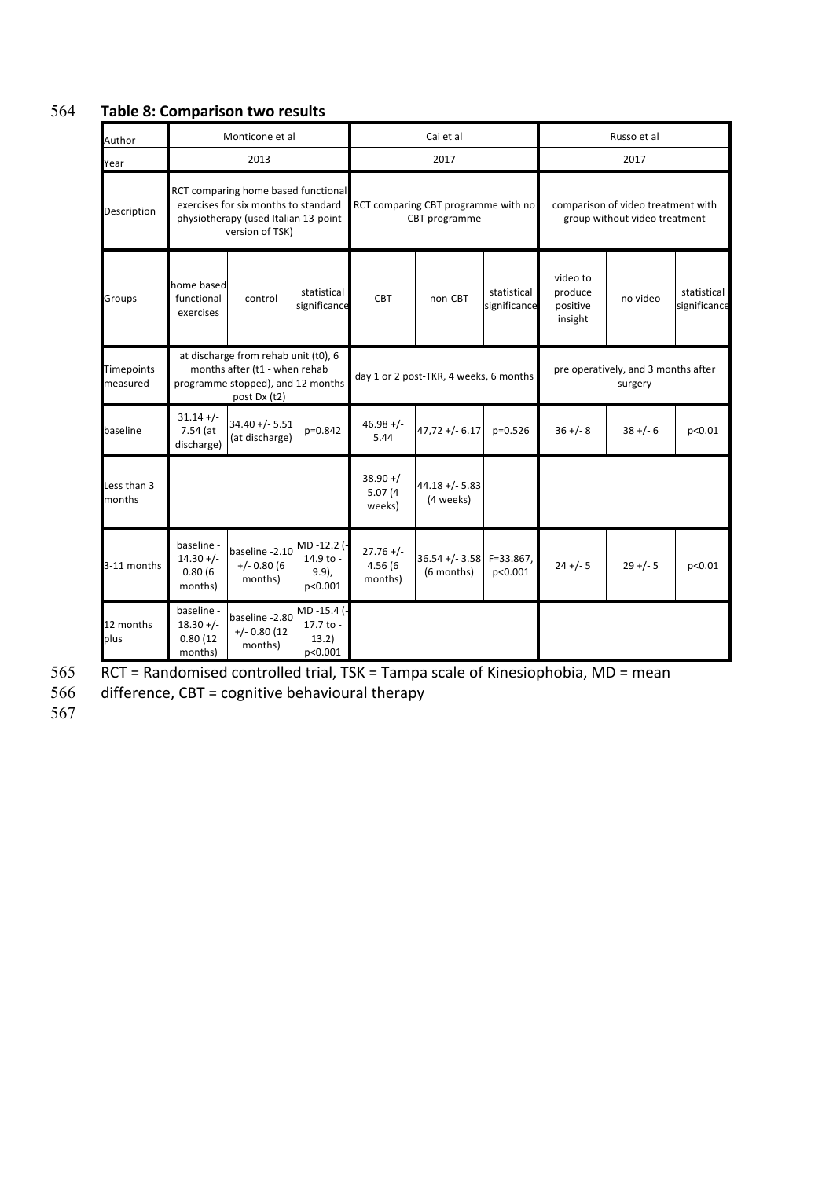**Table 8: Comparison two results**

| Author | Monticone et al | | | Cai et al | | | Russo et al | | |
|---|---|---|---|---|---|---|---|---|---|
| Year | 2013 | | | 2017 | | | 2017 | | |
| Description | RCT comparing home based functional exercises for six months to standard physiotherapy (used Italian 13-point version of TSK) | | | RCT comparing CBT programme with no CBT programme | | | comparison of video treatment with group without video treatment | | |
| Groups | home based functional exercises | control | statistical significance | CBT | non-CBT | statistical significance | video to produce positive insight | no video | statistical significance |
| Timepoints measured | at discharge from rehab unit (t0), 6 months after (t1 - when rehab programme stopped), and 12 months post Dx (t2) | | | day 1 or 2 post-TKR, 4 weeks, 6 months | | | pre operatively, and 3 months after surgery | | |
| baseline | 31.14 +/- 7.54 (at discharge) | 34.40 +/- 5.51 (at discharge) | p=0.842 | 46.98 +/- 5.44 | 47,72 +/- 6.17 | p=0.526 | 36 +/- 8 | 38 +/- 6 | p<0.01 |
| Less than 3 months | | | | 38.90 +/- 5.07 (4 weeks) | 44.18 +/- 5.83 (4 weeks) | | | | |
| 3-11 months | baseline - 14.30 +/- 0.80 (6 months) | baseline -2.10 +/- 0.80 (6 months) | MD -12.2 (-14.9 to -9.9), p<0.001 | 27.76 +/- 4.56 (6 months) | 36.54 +/- 3.58 (6 months) | F=33.867, p<0.001 | 24 +/- 5 | 29 +/- 5 | p<0.01 |
| 12 months plus | baseline - 18.30 +/- 0.80 (12 months) | baseline -2.80 +/- 0.80 (12 months) | MD -15.4 (-17.7 to -13.2) p<0.001 | | | | | | |

RCT = Randomised controlled trial, TSK = Tampa scale of Kinesiophobia, MD = mean difference, CBT = cognitive behavioural therapy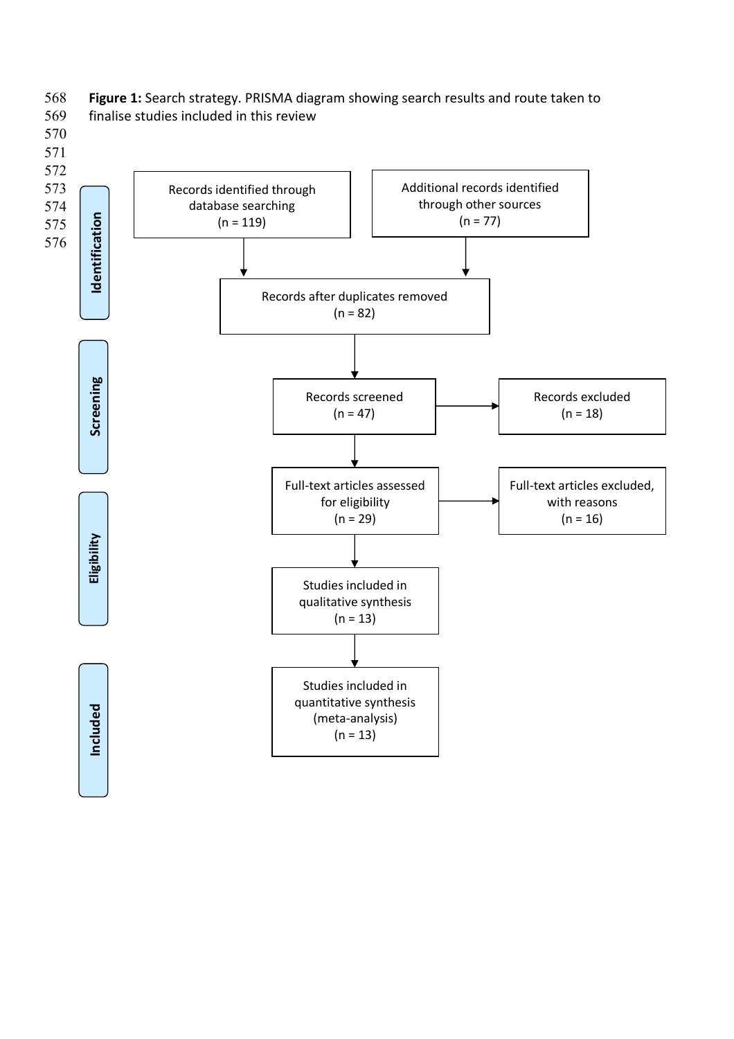**Figure 1:** Search strategy. PRISMA diagram showing search results and route taken to finalise studies included in this review

**Identification**

Records identified through database searching (n = 119)

Additional records identified through other sources (n = 77)

Records after duplicates removed (n = 82)

**Screening**

Records screened (n = 47)

Records excluded (n = 18)

**Eligibility**

Full-text articles assessed for eligibility (n = 29)

Full-text articles excluded, with reasons (n = 16)

Studies included in qualitative synthesis (n = 13)

**Included**

Studies included in quantitative synthesis (meta-analysis) (n = 13)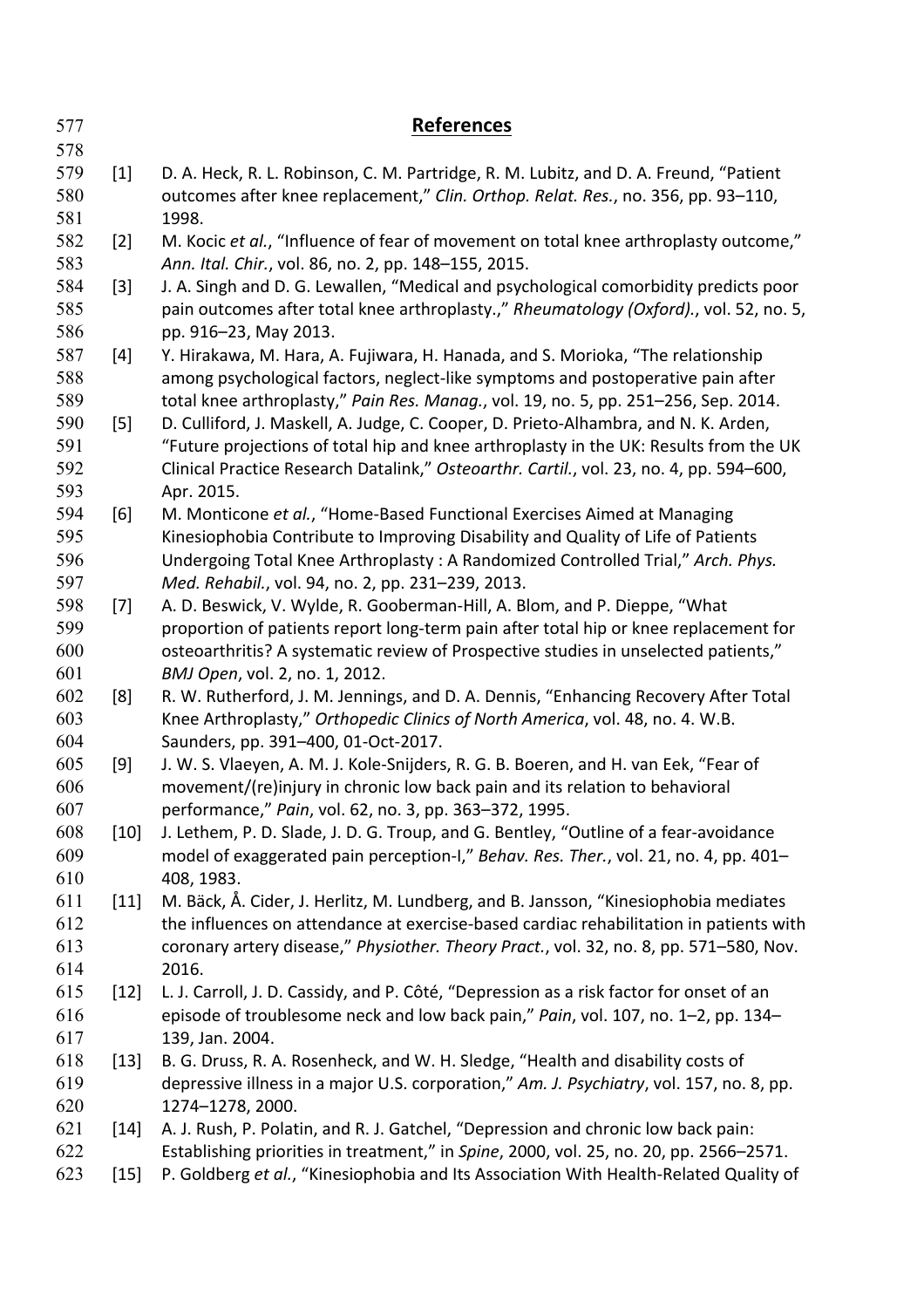# References

[1] D. A. Heck, R. L. Robinson, C. M. Partridge, R. M. Lubitz, and D. A. Freund, "Patient outcomes after knee replacement," *Clin. Orthop. Relat. Res.*, no. 356, pp. 93–110, 1998.

[2] M. Kocic *et al.*, "Influence of fear of movement on total knee arthroplasty outcome," *Ann. Ital. Chir.*, vol. 86, no. 2, pp. 148–155, 2015.

[3] J. A. Singh and D. G. Lewallen, "Medical and psychological comorbidity predicts poor pain outcomes after total knee arthroplasty.," *Rheumatology (Oxford).*, vol. 52, no. 5, pp. 916–23, May 2013.

[4] Y. Hirakawa, M. Hara, A. Fujiwara, H. Hanada, and S. Morioka, "The relationship among psychological factors, neglect-like symptoms and postoperative pain after total knee arthroplasty," *Pain Res. Manag.*, vol. 19, no. 5, pp. 251–256, Sep. 2014.

[5] D. Culliford, J. Maskell, A. Judge, C. Cooper, D. Prieto-Alhambra, and N. K. Arden, "Future projections of total hip and knee arthroplasty in the UK: Results from the UK Clinical Practice Research Datalink," *Osteoarthr. Cartil.*, vol. 23, no. 4, pp. 594–600, Apr. 2015.

[6] M. Monticone *et al.*, "Home-Based Functional Exercises Aimed at Managing Kinesiophobia Contribute to Improving Disability and Quality of Life of Patients Undergoing Total Knee Arthroplasty : A Randomized Controlled Trial," *Arch. Phys. Med. Rehabil.*, vol. 94, no. 2, pp. 231–239, 2013.

[7] A. D. Beswick, V. Wylde, R. Gooberman-Hill, A. Blom, and P. Dieppe, "What proportion of patients report long-term pain after total hip or knee replacement for osteoarthritis? A systematic review of Prospective studies in unselected patients," *BMJ Open*, vol. 2, no. 1, 2012.

[8] R. W. Rutherford, J. M. Jennings, and D. A. Dennis, "Enhancing Recovery After Total Knee Arthroplasty," *Orthopedic Clinics of North America*, vol. 48, no. 4. W.B. Saunders, pp. 391–400, 01-Oct-2017.

[9] J. W. S. Vlaeyen, A. M. J. Kole-Snijders, R. G. B. Boeren, and H. van Eek, "Fear of movement/(re)injury in chronic low back pain and its relation to behavioral performance," *Pain*, vol. 62, no. 3, pp. 363–372, 1995.

[10] J. Lethem, P. D. Slade, J. D. G. Troup, and G. Bentley, "Outline of a fear-avoidance model of exaggerated pain perception-I," *Behav. Res. Ther.*, vol. 21, no. 4, pp. 401–408, 1983.

[11] M. Bäck, Å. Cider, J. Herlitz, M. Lundberg, and B. Jansson, "Kinesiophobia mediates the influences on attendance at exercise-based cardiac rehabilitation in patients with coronary artery disease," *Physiother. Theory Pract.*, vol. 32, no. 8, pp. 571–580, Nov. 2016.

[12] L. J. Carroll, J. D. Cassidy, and P. Côté, "Depression as a risk factor for onset of an episode of troublesome neck and low back pain," *Pain*, vol. 107, no. 1–2, pp. 134–139, Jan. 2004.

[13] B. G. Druss, R. A. Rosenheck, and W. H. Sledge, "Health and disability costs of depressive illness in a major U.S. corporation," *Am. J. Psychiatry*, vol. 157, no. 8, pp. 1274–1278, 2000.

[14] A. J. Rush, P. Polatin, and R. J. Gatchel, "Depression and chronic low back pain: Establishing priorities in treatment," in *Spine*, 2000, vol. 25, no. 20, pp. 2566–2571.

[15] P. Goldberg *et al.*, "Kinesiophobia and Its Association With Health-Related Quality of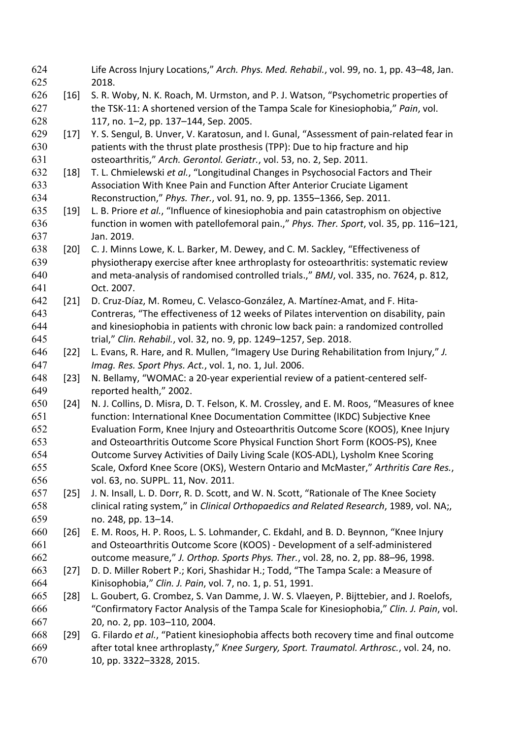Life Across Injury Locations," *Arch. Phys. Med. Rehabil.*, vol. 99, no. 1, pp. 43–48, Jan. 2018.

[16] S. R. Woby, N. K. Roach, M. Urmston, and P. J. Watson, "Psychometric properties of the TSK-11: A shortened version of the Tampa Scale for Kinesiophobia," *Pain*, vol. 117, no. 1–2, pp. 137–144, Sep. 2005.

[17] Y. S. Sengul, B. Unver, V. Karatosun, and I. Gunal, "Assessment of pain-related fear in patients with the thrust plate prosthesis (TPP): Due to hip fracture and hip osteoarthritis," *Arch. Gerontol. Geriatr.*, vol. 53, no. 2, Sep. 2011.

[18] T. L. Chmielewski *et al.*, "Longitudinal Changes in Psychosocial Factors and Their Association With Knee Pain and Function After Anterior Cruciate Ligament Reconstruction," *Phys. Ther.*, vol. 91, no. 9, pp. 1355–1366, Sep. 2011.

[19] L. B. Priore *et al.*, "Influence of kinesiophobia and pain catastrophism on objective function in women with patellofemoral pain.," *Phys. Ther. Sport*, vol. 35, pp. 116–121, Jan. 2019.

[20] C. J. Minns Lowe, K. L. Barker, M. Dewey, and C. M. Sackley, "Effectiveness of physiotherapy exercise after knee arthroplasty for osteoarthritis: systematic review and meta-analysis of randomised controlled trials.," *BMJ*, vol. 335, no. 7624, p. 812, Oct. 2007.

[21] D. Cruz-Díaz, M. Romeu, C. Velasco-González, A. Martínez-Amat, and F. Hita-Contreras, "The effectiveness of 12 weeks of Pilates intervention on disability, pain and kinesiophobia in patients with chronic low back pain: a randomized controlled trial," *Clin. Rehabil.*, vol. 32, no. 9, pp. 1249–1257, Sep. 2018.

[22] L. Evans, R. Hare, and R. Mullen, "Imagery Use During Rehabilitation from Injury," *J. Imag. Res. Sport Phys. Act.*, vol. 1, no. 1, Jul. 2006.

[23] N. Bellamy, "WOMAC: a 20-year experiential review of a patient-centered self-reported health," 2002.

[24] N. J. Collins, D. Misra, D. T. Felson, K. M. Crossley, and E. M. Roos, "Measures of knee function: International Knee Documentation Committee (IKDC) Subjective Knee Evaluation Form, Knee Injury and Osteoarthritis Outcome Score (KOOS), Knee Injury and Osteoarthritis Outcome Score Physical Function Short Form (KOOS-PS), Knee Outcome Survey Activities of Daily Living Scale (KOS-ADL), Lysholm Knee Scoring Scale, Oxford Knee Score (OKS), Western Ontario and McMaster," *Arthritis Care Res.*, vol. 63, no. SUPPL. 11, Nov. 2011.

[25] J. N. Insall, L. D. Dorr, R. D. Scott, and W. N. Scott, "Rationale of The Knee Society clinical rating system," in *Clinical Orthopaedics and Related Research*, 1989, vol. NA;, no. 248, pp. 13–14.

[26] E. M. Roos, H. P. Roos, L. S. Lohmander, C. Ekdahl, and B. D. Beynnon, "Knee Injury and Osteoarthritis Outcome Score (KOOS) - Development of a self-administered outcome measure," *J. Orthop. Sports Phys. Ther.*, vol. 28, no. 2, pp. 88–96, 1998.

[27] D. D. Miller Robert P.; Kori, Shashidar H.; Todd, "The Tampa Scale: a Measure of Kinisophobia," *Clin. J. Pain*, vol. 7, no. 1, p. 51, 1991.

[28] L. Goubert, G. Crombez, S. Van Damme, J. W. S. Vlaeyen, P. Bijttebier, and J. Roelofs, "Confirmatory Factor Analysis of the Tampa Scale for Kinesiophobia," *Clin. J. Pain*, vol. 20, no. 2, pp. 103–110, 2004.

[29] G. Filardo *et al.*, "Patient kinesiophobia affects both recovery time and final outcome after total knee arthroplasty," *Knee Surgery, Sport. Traumatol. Arthrosc.*, vol. 24, no. 10, pp. 3322–3328, 2015.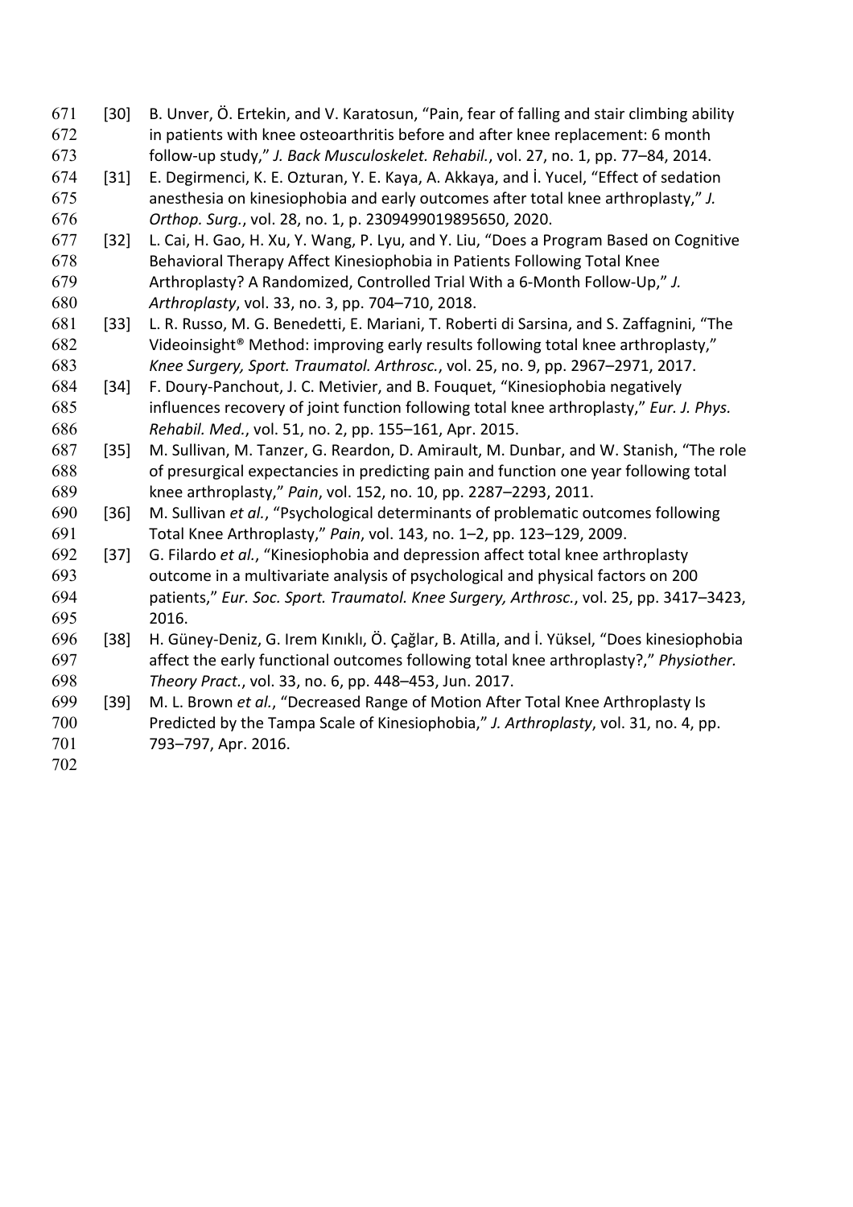[30] B. Unver, Ö. Ertekin, and V. Karatosun, "Pain, fear of falling and stair climbing ability in patients with knee osteoarthritis before and after knee replacement: 6 month follow-up study," *J. Back Musculoskelet. Rehabil.*, vol. 27, no. 1, pp. 77–84, 2014.

[31] E. Degirmenci, K. E. Ozturan, Y. E. Kaya, A. Akkaya, and İ. Yucel, "Effect of sedation anesthesia on kinesiophobia and early outcomes after total knee arthroplasty," *J. Orthop. Surg.*, vol. 28, no. 1, p. 2309499019895650, 2020.

[32] L. Cai, H. Gao, H. Xu, Y. Wang, P. Lyu, and Y. Liu, "Does a Program Based on Cognitive Behavioral Therapy Affect Kinesiophobia in Patients Following Total Knee Arthroplasty? A Randomized, Controlled Trial With a 6-Month Follow-Up," *J. Arthroplasty*, vol. 33, no. 3, pp. 704–710, 2018.

[33] L. R. Russo, M. G. Benedetti, E. Mariani, T. Roberti di Sarsina, and S. Zaffagnini, "The Videoinsight® Method: improving early results following total knee arthroplasty," *Knee Surgery, Sport. Traumatol. Arthrosc.*, vol. 25, no. 9, pp. 2967–2971, 2017.

[34] F. Doury-Panchout, J. C. Metivier, and B. Fouquet, "Kinesiophobia negatively influences recovery of joint function following total knee arthroplasty," *Eur. J. Phys. Rehabil. Med.*, vol. 51, no. 2, pp. 155–161, Apr. 2015.

[35] M. Sullivan, M. Tanzer, G. Reardon, D. Amirault, M. Dunbar, and W. Stanish, "The role of presurgical expectancies in predicting pain and function one year following total knee arthroplasty," *Pain*, vol. 152, no. 10, pp. 2287–2293, 2011.

[36] M. Sullivan *et al.*, "Psychological determinants of problematic outcomes following Total Knee Arthroplasty," *Pain*, vol. 143, no. 1–2, pp. 123–129, 2009.

[37] G. Filardo *et al.*, "Kinesiophobia and depression affect total knee arthroplasty outcome in a multivariate analysis of psychological and physical factors on 200 patients," *Eur. Soc. Sport. Traumatol. Knee Surgery, Arthrosc.*, vol. 25, pp. 3417–3423, 2016.

[38] H. Güney-Deniz, G. Irem Kınıklı, Ö. Çağlar, B. Atilla, and İ. Yüksel, "Does kinesiophobia affect the early functional outcomes following total knee arthroplasty?," *Physiother. Theory Pract.*, vol. 33, no. 6, pp. 448–453, Jun. 2017.

[39] M. L. Brown *et al.*, "Decreased Range of Motion After Total Knee Arthroplasty Is Predicted by the Tampa Scale of Kinesiophobia," *J. Arthroplasty*, vol. 31, no. 4, pp. 793–797, Apr. 2016.